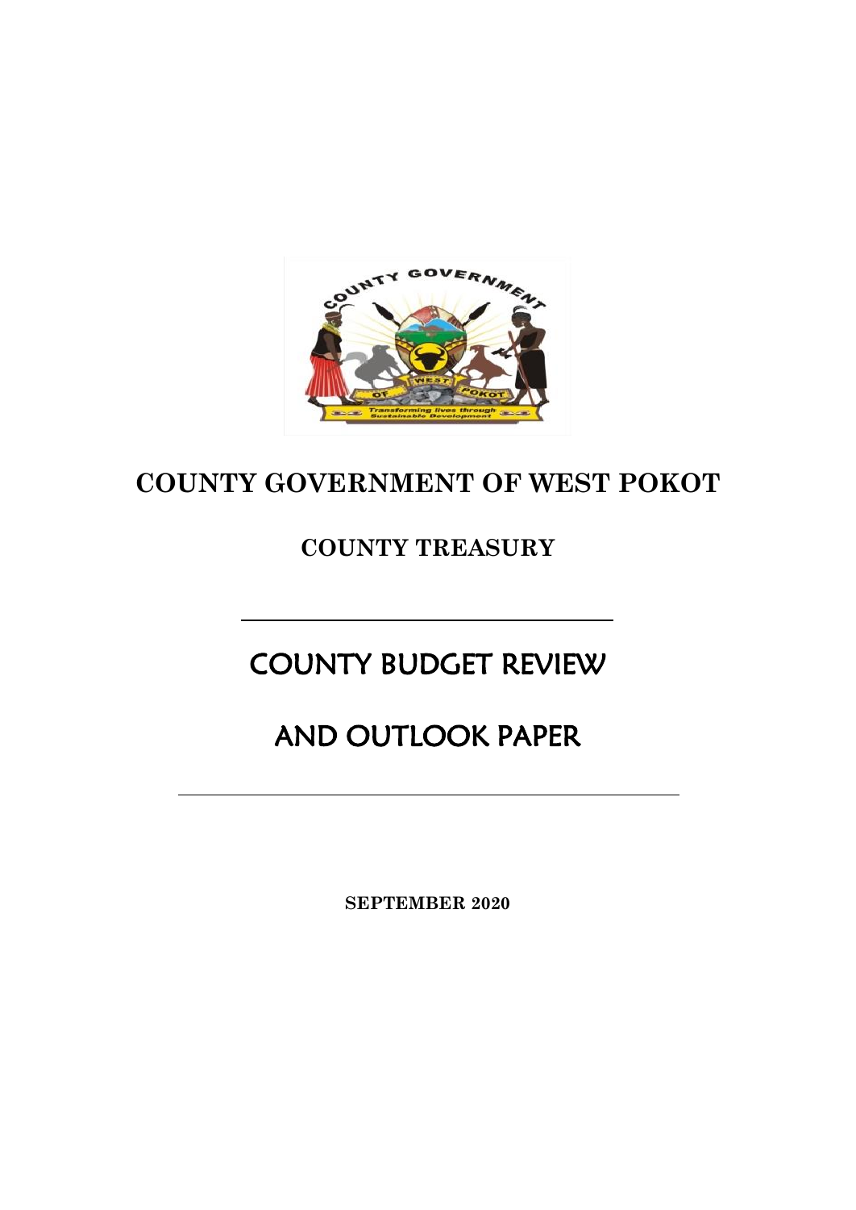# COUNTY GOVERNMENT OF WEST POKOT

## COUNTY TREASURY

# COUNTY BUDGET REVIEW

# AND OUTLOOK PAPER

**SEPTEMBER 2020**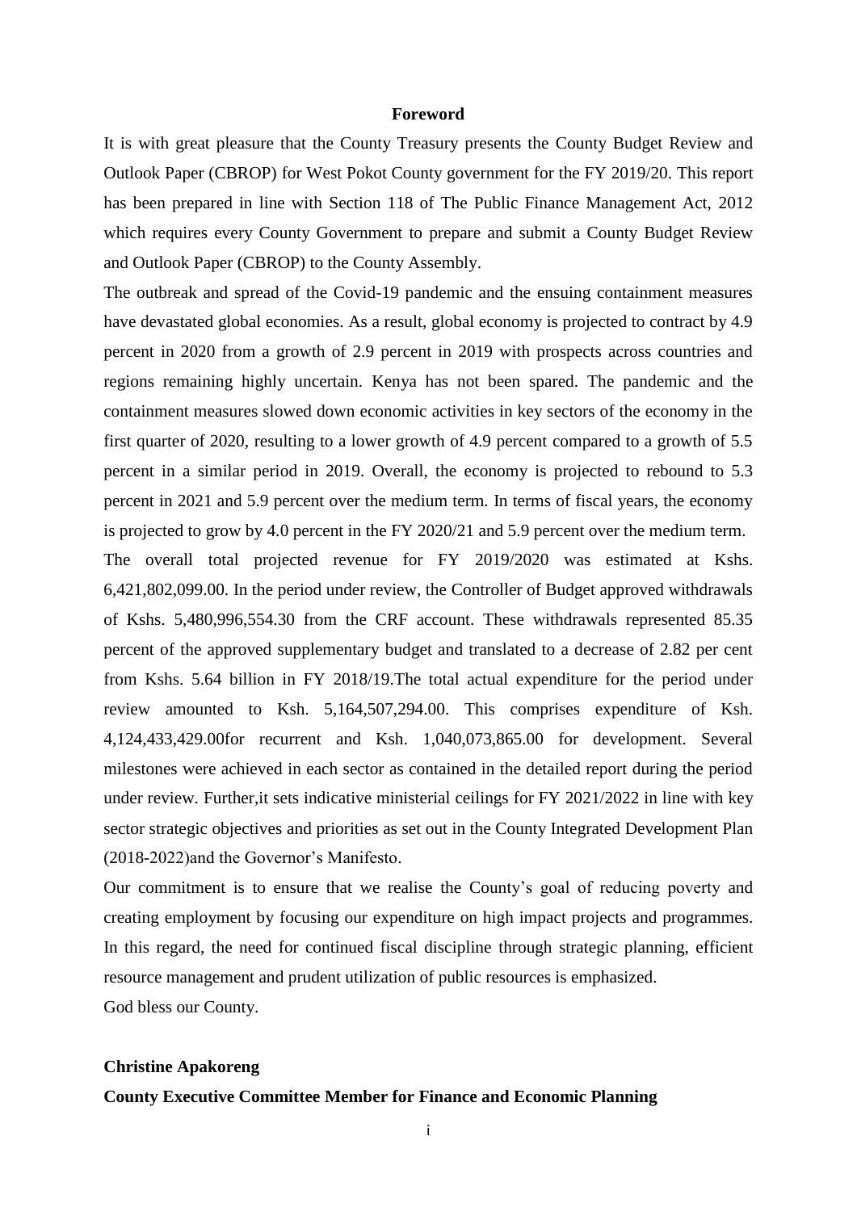# Foreword

It is with great pleasure that the County Treasury presents the County Budget Review and Outlook Paper (CBROP) for West Pokot County government for the FY 2019/20. This report has been prepared in line with Section 118 of The Public Finance Management Act, 2012 which requires every County Government to prepare and submit a County Budget Review and Outlook Paper (CBROP) to the County Assembly.

The outbreak and spread of the Covid-19 pandemic and the ensuing containment measures have devastated global economies. As a result, global economy is projected to contract by 4.9 percent in 2020 from a growth of 2.9 percent in 2019 with prospects across countries and regions remaining highly uncertain. Kenya has not been spared. The pandemic and the containment measures slowed down economic activities in key sectors of the economy in the first quarter of 2020, resulting to a lower growth of 4.9 percent compared to a growth of 5.5 percent in a similar period in 2019. Overall, the economy is projected to rebound to 5.3 percent in 2021 and 5.9 percent over the medium term. In terms of fiscal years, the economy is projected to grow by 4.0 percent in the FY 2020/21 and 5.9 percent over the medium term.

The overall total projected revenue for FY 2019/2020 was estimated at Kshs. 6,421,802,099.00. In the period under review, the Controller of Budget approved withdrawals of Kshs. 5,480,996,554.30 from the CRF account. These withdrawals represented 85.35 percent of the approved supplementary budget and translated to a decrease of 2.82 per cent from Kshs. 5.64 billion in FY 2018/19.The total actual expenditure for the period under review amounted to Ksh. 5,164,507,294.00. This comprises expenditure of Ksh. 4,124,433,429.00for recurrent and Ksh. 1,040,073,865.00 for development. Several milestones were achieved in each sector as contained in the detailed report during the period under review. Further,it sets indicative ministerial ceilings for FY 2021/2022 in line with key sector strategic objectives and priorities as set out in the County Integrated Development Plan (2018-2022)and the Governor's Manifesto.

Our commitment is to ensure that we realise the County's goal of reducing poverty and creating employment by focusing our expenditure on high impact projects and programmes. In this regard, the need for continued fiscal discipline through strategic planning, efficient resource management and prudent utilization of public resources is emphasized.

God bless our County.

**Christine Apakoreng**

**County Executive Committee Member for Finance and Economic Planning**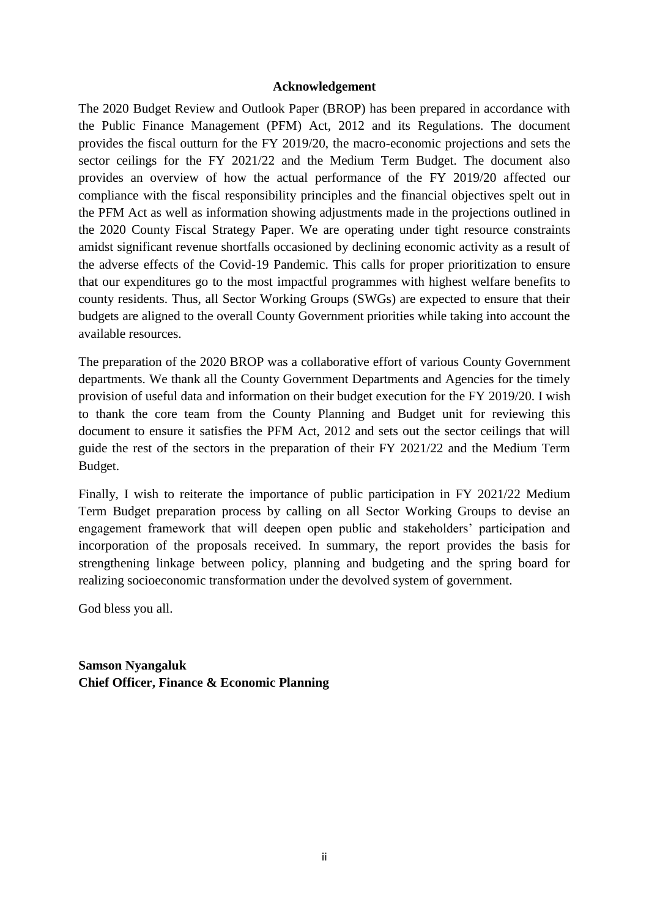# Acknowledgement

The 2020 Budget Review and Outlook Paper (BROP) has been prepared in accordance with the Public Finance Management (PFM) Act, 2012 and its Regulations. The document provides the fiscal outturn for the FY 2019/20, the macro-economic projections and sets the sector ceilings for the FY 2021/22 and the Medium Term Budget. The document also provides an overview of how the actual performance of the FY 2019/20 affected our compliance with the fiscal responsibility principles and the financial objectives spelt out in the PFM Act as well as information showing adjustments made in the projections outlined in the 2020 County Fiscal Strategy Paper. We are operating under tight resource constraints amidst significant revenue shortfalls occasioned by declining economic activity as a result of the adverse effects of the Covid-19 Pandemic. This calls for proper prioritization to ensure that our expenditures go to the most impactful programmes with highest welfare benefits to county residents. Thus, all Sector Working Groups (SWGs) are expected to ensure that their budgets are aligned to the overall County Government priorities while taking into account the available resources.

The preparation of the 2020 BROP was a collaborative effort of various County Government departments. We thank all the County Government Departments and Agencies for the timely provision of useful data and information on their budget execution for the FY 2019/20. I wish to thank the core team from the County Planning and Budget unit for reviewing this document to ensure it satisfies the PFM Act, 2012 and sets out the sector ceilings that will guide the rest of the sectors in the preparation of their FY 2021/22 and the Medium Term Budget.

Finally, I wish to reiterate the importance of public participation in FY 2021/22 Medium Term Budget preparation process by calling on all Sector Working Groups to devise an engagement framework that will deepen open public and stakeholders' participation and incorporation of the proposals received. In summary, the report provides the basis for strengthening linkage between policy, planning and budgeting and the spring board for realizing socioeconomic transformation under the devolved system of government.

God bless you all.

**Samson Nyangaluk**
**Chief Officer, Finance & Economic Planning**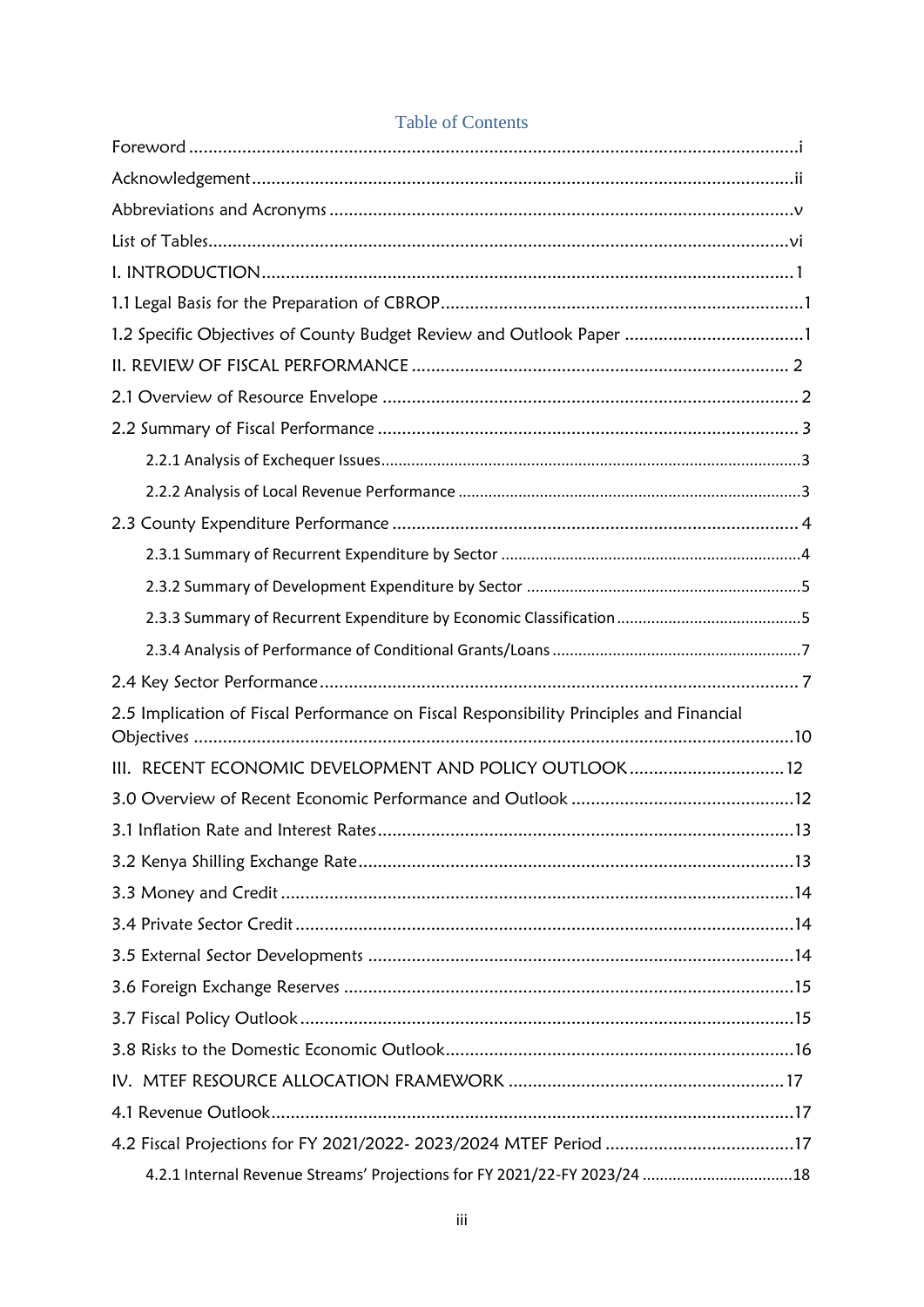## Table of Contents

Foreword ....................................................................................................i

Acknowledgement .......................................................................................ii

Abbreviations and Acronyms .......................................................................v

List of Tables...............................................................................................vi

I. INTRODUCTION .......................................................................................1

1.1 Legal Basis for the Preparation of CBROP...................................................1

1.2 Specific Objectives of County Budget Review and Outlook Paper ....................1

II. REVIEW OF FISCAL PERFORMANCE ......................................................... 2

2.1 Overview of Resource Envelope ............................................................... 2

2.2 Summary of Fiscal Performance ................................................................ 3

- 2.2.1 Analysis of Exchequer Issues.................................................................3
- 2.2.2 Analysis of Local Revenue Performance ...................................................3

2.3 County Expenditure Performance .............................................................. 4

- 2.3.1 Summary of Recurrent Expenditure by Sector ...........................................4
- 2.3.2 Summary of Development Expenditure by Sector .......................................5
- 2.3.3 Summary of Recurrent Expenditure by Economic Classification ...................5
- 2.3.4 Analysis of Performance of Conditional Grants/Loans ................................7

2.4 Key Sector Performance ........................................................................... 7

2.5 Implication of Fiscal Performance on Fiscal Responsibility Principles and Financial Objectives ..............................................................................................10

III. RECENT ECONOMIC DEVELOPMENT AND POLICY OUTLOOK ....................12

3.0 Overview of Recent Economic Performance and Outlook ..............................12

3.1 Inflation Rate and Interest Rates.................................................................13

3.2 Kenya Shilling Exchange Rate....................................................................13

3.3 Money and Credit ....................................................................................14

3.4 Private Sector Credit .................................................................................14

3.5 External Sector Developments ...................................................................14

3.6 Foreign Exchange Reserves .......................................................................15

3.7 Fiscal Policy Outlook.................................................................................15

3.8 Risks to the Domestic Economic Outlook.....................................................16

IV. MTEF RESOURCE ALLOCATION FRAMEWORK ...........................................17

4.1 Revenue Outlook......................................................................................17

4.2 Fiscal Projections for FY 2021/2022- 2023/2024 MTEF Period ........................17

- 4.2.1 Internal Revenue Streams' Projections for FY 2021/22-FY 2023/24 ..................18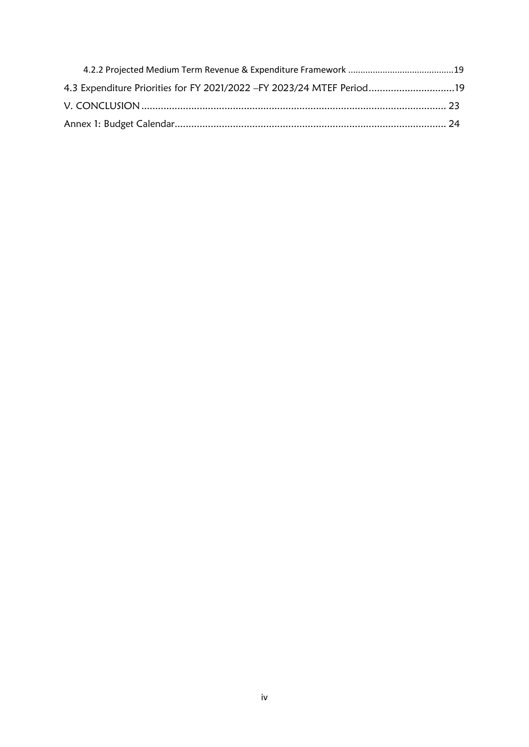4.2.2 Projected Medium Term Revenue & Expenditure Framework ..........................................19

4.3 Expenditure Priorities for FY 2021/2022 –FY 2023/24 MTEF Period...............................19

V. CONCLUSION ............................................................................................................ 23

Annex 1: Budget Calendar................................................................................................ 24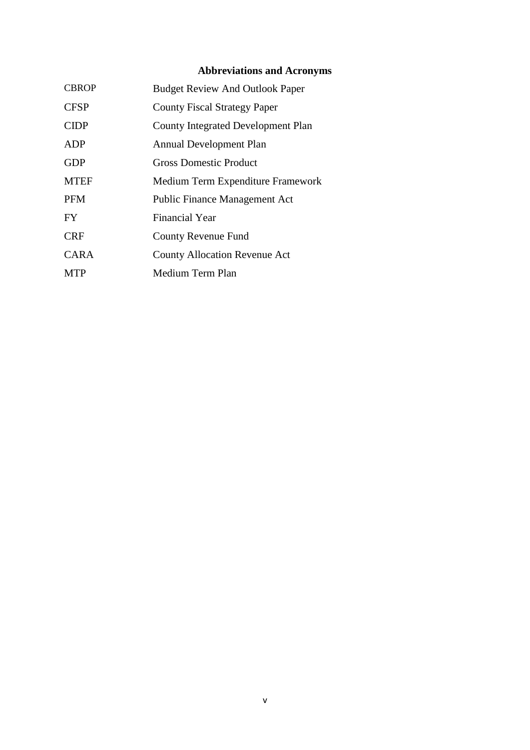## Abbreviations and Acronyms

| | |
|---|---|
| CBROP | Budget Review And Outlook Paper |
| CFSP | County Fiscal Strategy Paper |
| CIDP | County Integrated Development Plan |
| ADP | Annual Development Plan |
| GDP | Gross Domestic Product |
| MTEF | Medium Term Expenditure Framework |
| PFM | Public Finance Management Act |
| FY | Financial Year |
| CRF | County Revenue Fund |
| CARA | County Allocation Revenue Act |
| MTP | Medium Term Plan |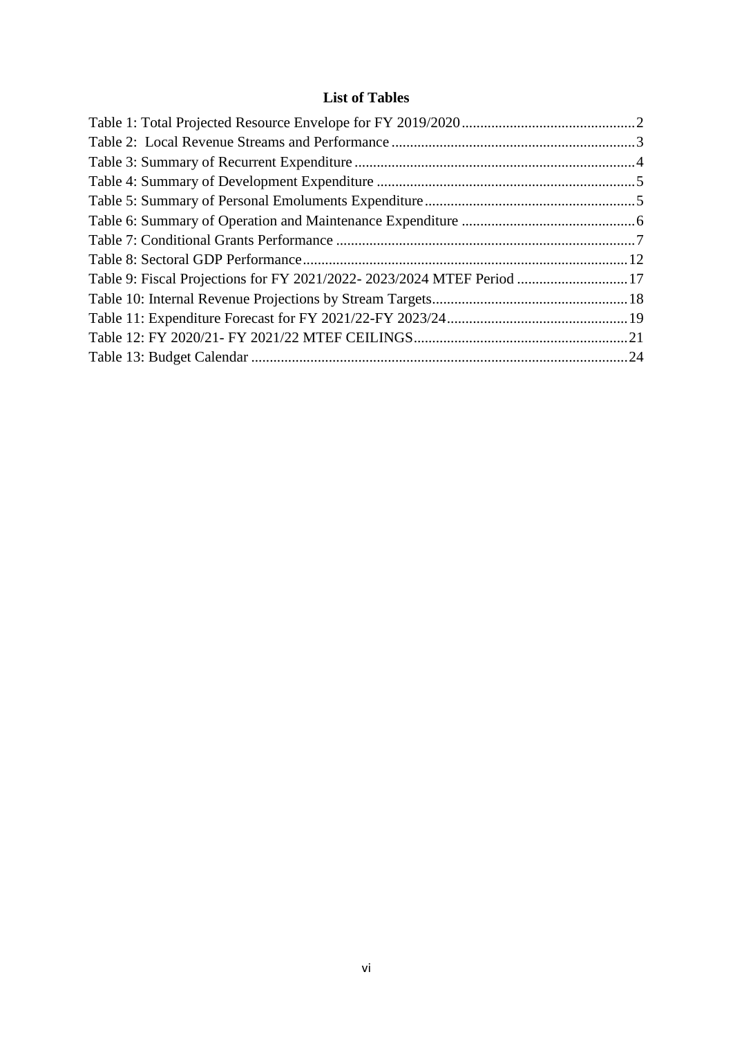# List of Tables

Table 1: Total Projected Resource Envelope for FY 2019/2020 ............................................ 2
Table 2: Local Revenue Streams and Performance ............................................ 3
Table 3: Summary of Recurrent Expenditure ............................................ 4
Table 4: Summary of Development Expenditure ............................................ 5
Table 5: Summary of Personal Emoluments Expenditure ............................................ 5
Table 6: Summary of Operation and Maintenance Expenditure ............................................ 6
Table 7: Conditional Grants Performance ............................................ 7
Table 8: Sectoral GDP Performance ............................................ 12
Table 9: Fiscal Projections for FY 2021/2022- 2023/2024 MTEF Period ............................................ 17
Table 10: Internal Revenue Projections by Stream Targets ............................................ 18
Table 11: Expenditure Forecast for FY 2021/22-FY 2023/24 ............................................ 19
Table 12: FY 2020/21- FY 2021/22 MTEF CEILINGS ............................................ 21
Table 13: Budget Calendar ............................................ 24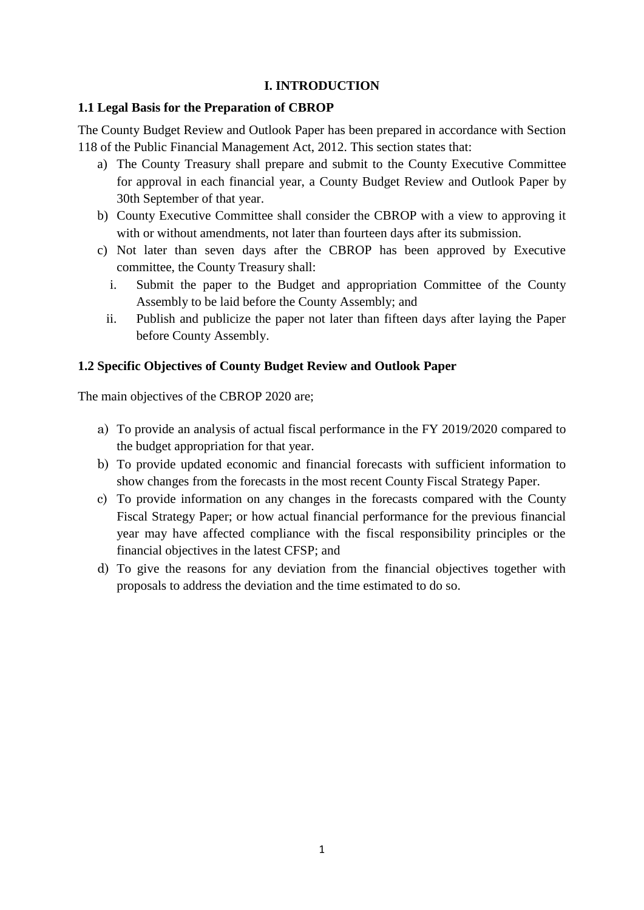# I. INTRODUCTION

## 1.1 Legal Basis for the Preparation of CBROP

The County Budget Review and Outlook Paper has been prepared in accordance with Section 118 of the Public Financial Management Act, 2012. This section states that:

a) The County Treasury shall prepare and submit to the County Executive Committee for approval in each financial year, a County Budget Review and Outlook Paper by 30th September of that year.
b) County Executive Committee shall consider the CBROP with a view to approving it with or without amendments, not later than fourteen days after its submission.
c) Not later than seven days after the CBROP has been approved by Executive committee, the County Treasury shall:
   i. Submit the paper to the Budget and appropriation Committee of the County Assembly to be laid before the County Assembly; and
   ii. Publish and publicize the paper not later than fifteen days after laying the Paper before County Assembly.

## 1.2 Specific Objectives of County Budget Review and Outlook Paper

The main objectives of the CBROP 2020 are;

a) To provide an analysis of actual fiscal performance in the FY 2019/2020 compared to the budget appropriation for that year.
b) To provide updated economic and financial forecasts with sufficient information to show changes from the forecasts in the most recent County Fiscal Strategy Paper.
c) To provide information on any changes in the forecasts compared with the County Fiscal Strategy Paper; or how actual financial performance for the previous financial year may have affected compliance with the fiscal responsibility principles or the financial objectives in the latest CFSP; and
d) To give the reasons for any deviation from the financial objectives together with proposals to address the deviation and the time estimated to do so.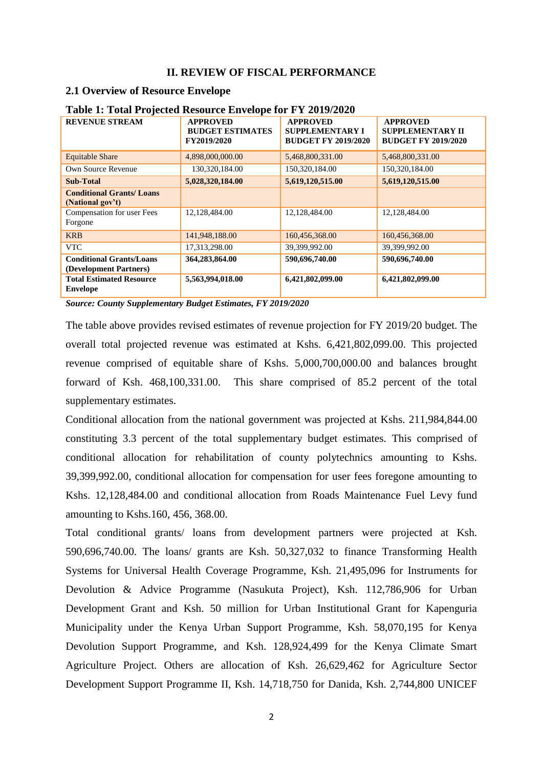## II. REVIEW OF FISCAL PERFORMANCE

### 2.1 Overview of Resource Envelope

**Table 1: Total Projected Resource Envelope for FY 2019/2020**

| REVENUE STREAM | APPROVED BUDGET ESTIMATES FY2019/2020 | APPROVED SUPPLEMENTARY I BUDGET FY 2019/2020 | APPROVED SUPPLEMENTARY II BUDGET FY 2019/2020 |
|---|---|---|---|
| Equitable Share | 4,898,000,000.00 | 5,468,800,331.00 | 5,468,800,331.00 |
| Own Source Revenue | 130,320,184.00 | 150,320,184.00 | 150,320,184.00 |
| **Sub-Total** | **5,028,320,184.00** | **5,619,120,515.00** | **5,619,120,515.00** |
| **Conditional Grants/ Loans (National gov't)** | | | |
| Compensation for user Fees Forgone | 12,128,484.00 | 12,128,484.00 | 12,128,484.00 |
| KRB | 141,948,188.00 | 160,456,368.00 | 160,456,368.00 |
| VTC | 17,313,298.00 | 39,399,992.00 | 39,399,992.00 |
| **Conditional Grants/Loans (Development Partners)** | **364,283,864.00** | **590,696,740.00** | **590,696,740.00** |
| **Total Estimated Resource Envelope** | **5,563,994,018.00** | **6,421,802,099.00** | **6,421,802,099.00** |

***Source: County Supplementary Budget Estimates, FY 2019/2020***

The table above provides revised estimates of revenue projection for FY 2019/20 budget. The overall total projected revenue was estimated at Kshs. 6,421,802,099.00. This projected revenue comprised of equitable share of Kshs. 5,000,700,000.00 and balances brought forward of Ksh. 468,100,331.00. This share comprised of 85.2 percent of the total supplementary estimates.

Conditional allocation from the national government was projected at Kshs. 211,984,844.00 constituting 3.3 percent of the total supplementary budget estimates. This comprised of conditional allocation for rehabilitation of county polytechnics amounting to Kshs. 39,399,992.00, conditional allocation for compensation for user fees foregone amounting to Kshs. 12,128,484.00 and conditional allocation from Roads Maintenance Fuel Levy fund amounting to Kshs.160, 456, 368.00.

Total conditional grants/ loans from development partners were projected at Ksh. 590,696,740.00. The loans/ grants are Ksh. 50,327,032 to finance Transforming Health Systems for Universal Health Coverage Programme, Ksh. 21,495,096 for Instruments for Devolution & Advice Programme (Nasukuta Project), Ksh. 112,786,906 for Urban Development Grant and Ksh. 50 million for Urban Institutional Grant for Kapenguria Municipality under the Kenya Urban Support Programme, Ksh. 58,070,195 for Kenya Devolution Support Programme, and Ksh. 128,924,499 for the Kenya Climate Smart Agriculture Project. Others are allocation of Ksh. 26,629,462 for Agriculture Sector Development Support Programme II, Ksh. 14,718,750 for Danida, Ksh. 2,744,800 UNICEF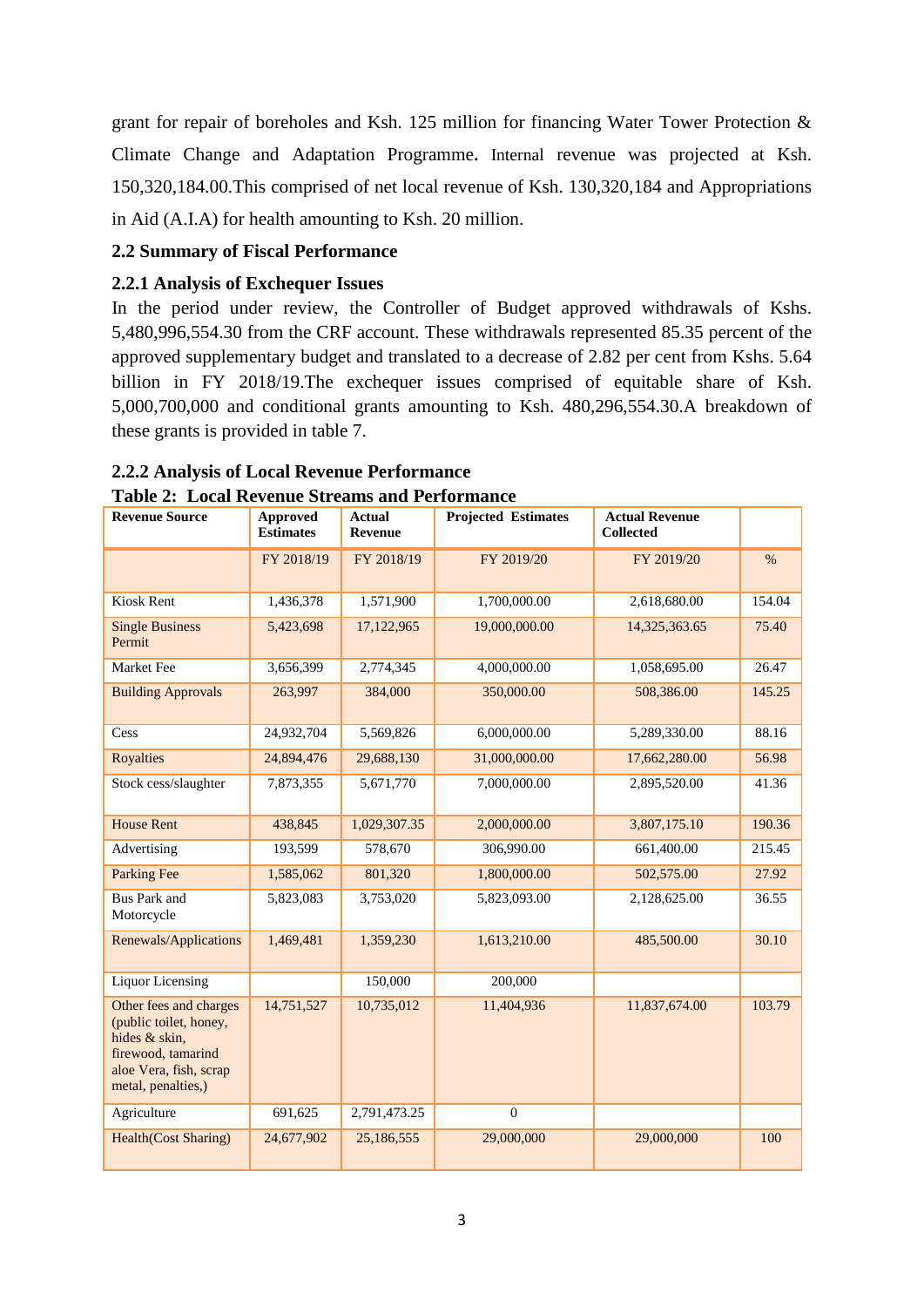grant for repair of boreholes and Ksh. 125 million for financing Water Tower Protection & Climate Change and Adaptation Programme**.** Internal revenue was projected at Ksh. 150,320,184.00.This comprised of net local revenue of Ksh. 130,320,184 and Appropriations in Aid (A.I.A) for health amounting to Ksh. 20 million.

### 2.2 Summary of Fiscal Performance

#### 2.2.1 Analysis of Exchequer Issues

In the period under review, the Controller of Budget approved withdrawals of Kshs. 5,480,996,554.30 from the CRF account. These withdrawals represented 85.35 percent of the approved supplementary budget and translated to a decrease of 2.82 per cent from Kshs. 5.64 billion in FY 2018/19.The exchequer issues comprised of equitable share of Ksh. 5,000,700,000 and conditional grants amounting to Ksh. 480,296,554.30.A breakdown of these grants is provided in table 7.

#### 2.2.2 Analysis of Local Revenue Performance

**Table 2: Local Revenue Streams and Performance**

| Revenue Source | Approved Estimates | Actual Revenue | Projected Estimates | Actual Revenue Collected | |
|---|---|---|---|---|---|
| | FY 2018/19 | FY 2018/19 | FY 2019/20 | FY 2019/20 | % |
| Kiosk Rent | 1,436,378 | 1,571,900 | 1,700,000.00 | 2,618,680.00 | 154.04 |
| Single Business Permit | 5,423,698 | 17,122,965 | 19,000,000.00 | 14,325,363.65 | 75.40 |
| Market Fee | 3,656,399 | 2,774,345 | 4,000,000.00 | 1,058,695.00 | 26.47 |
| Building Approvals | 263,997 | 384,000 | 350,000.00 | 508,386.00 | 145.25 |
| Cess | 24,932,704 | 5,569,826 | 6,000,000.00 | 5,289,330.00 | 88.16 |
| Royalties | 24,894,476 | 29,688,130 | 31,000,000.00 | 17,662,280.00 | 56.98 |
| Stock cess/slaughter | 7,873,355 | 5,671,770 | 7,000,000.00 | 2,895,520.00 | 41.36 |
| House Rent | 438,845 | 1,029,307.35 | 2,000,000.00 | 3,807,175.10 | 190.36 |
| Advertising | 193,599 | 578,670 | 306,990.00 | 661,400.00 | 215.45 |
| Parking Fee | 1,585,062 | 801,320 | 1,800,000.00 | 502,575.00 | 27.92 |
| Bus Park and Motorcycle | 5,823,083 | 3,753,020 | 5,823,093.00 | 2,128,625.00 | 36.55 |
| Renewals/Applications | 1,469,481 | 1,359,230 | 1,613,210.00 | 485,500.00 | 30.10 |
| Liquor Licensing | | 150,000 | 200,000 | | |
| Other fees and charges (public toilet, honey, hides & skin, firewood, tamarind aloe Vera, fish, scrap metal, penalties,) | 14,751,527 | 10,735,012 | 11,404,936 | 11,837,674.00 | 103.79 |
| Agriculture | 691,625 | 2,791,473.25 | 0 | | |
| Health(Cost Sharing) | 24,677,902 | 25,186,555 | 29,000,000 | 29,000,000 | 100 |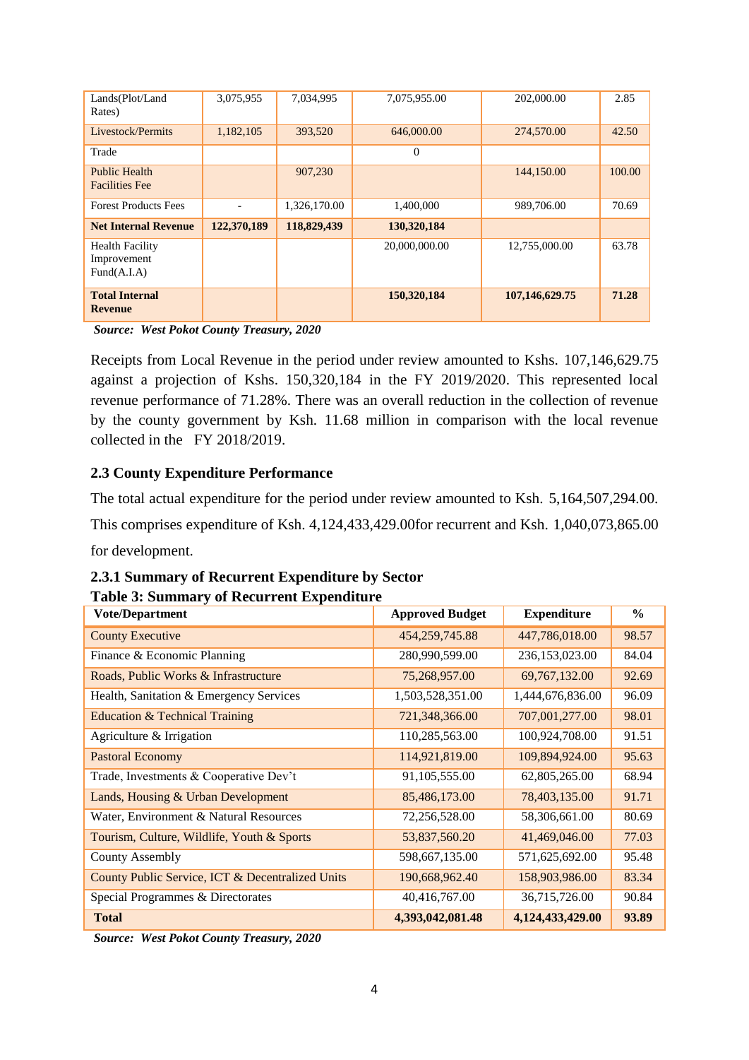| Lands(Plot/Land Rates) | 3,075,955 | 7,034,995 | 7,075,955.00 | 202,000.00 | 2.85 |
|---|---|---|---|---|---|
| Livestock/Permits | 1,182,105 | 393,520 | 646,000.00 | 274,570.00 | 42.50 |
| Trade | | | 0 | | |
| Public Health Facilities Fee | | 907,230 | | 144,150.00 | 100.00 |
| Forest Products Fees | - | 1,326,170.00 | 1,400,000 | 989,706.00 | 70.69 |
| **Net Internal Revenue** | **122,370,189** | **118,829,439** | **130,320,184** | | |
| Health Facility Improvement Fund(A.I.A) | | | 20,000,000.00 | 12,755,000.00 | 63.78 |
| **Total Internal Revenue** | | | **150,320,184** | **107,146,629.75** | **71.28** |

***Source: West Pokot County Treasury, 2020***

Receipts from Local Revenue in the period under review amounted to Kshs. 107,146,629.75 against a projection of Kshs. 150,320,184 in the FY 2019/2020. This represented local revenue performance of 71.28%. There was an overall reduction in the collection of revenue by the county government by Ksh. 11.68 million in comparison with the local revenue collected in the FY 2018/2019.

## 2.3 County Expenditure Performance

The total actual expenditure for the period under review amounted to Ksh. 5,164,507,294.00. This comprises expenditure of Ksh. 4,124,433,429.00for recurrent and Ksh. 1,040,073,865.00 for development.

### 2.3.1 Summary of Recurrent Expenditure by Sector

**Table 3: Summary of Recurrent Expenditure**

| Vote/Department | Approved Budget | Expenditure | % |
|---|---|---|---|
| County Executive | 454,259,745.88 | 447,786,018.00 | 98.57 |
| Finance & Economic Planning | 280,990,599.00 | 236,153,023.00 | 84.04 |
| Roads, Public Works & Infrastructure | 75,268,957.00 | 69,767,132.00 | 92.69 |
| Health, Sanitation & Emergency Services | 1,503,528,351.00 | 1,444,676,836.00 | 96.09 |
| Education & Technical Training | 721,348,366.00 | 707,001,277.00 | 98.01 |
| Agriculture & Irrigation | 110,285,563.00 | 100,924,708.00 | 91.51 |
| Pastoral Economy | 114,921,819.00 | 109,894,924.00 | 95.63 |
| Trade, Investments & Cooperative Dev't | 91,105,555.00 | 62,805,265.00 | 68.94 |
| Lands, Housing & Urban Development | 85,486,173.00 | 78,403,135.00 | 91.71 |
| Water, Environment & Natural Resources | 72,256,528.00 | 58,306,661.00 | 80.69 |
| Tourism, Culture, Wildlife, Youth & Sports | 53,837,560.20 | 41,469,046.00 | 77.03 |
| County Assembly | 598,667,135.00 | 571,625,692.00 | 95.48 |
| County Public Service, ICT & Decentralized Units | 190,668,962.40 | 158,903,986.00 | 83.34 |
| Special Programmes & Directorates | 40,416,767.00 | 36,715,726.00 | 90.84 |
| **Total** | **4,393,042,081.48** | **4,124,433,429.00** | **93.89** |

***Source: West Pokot County Treasury, 2020***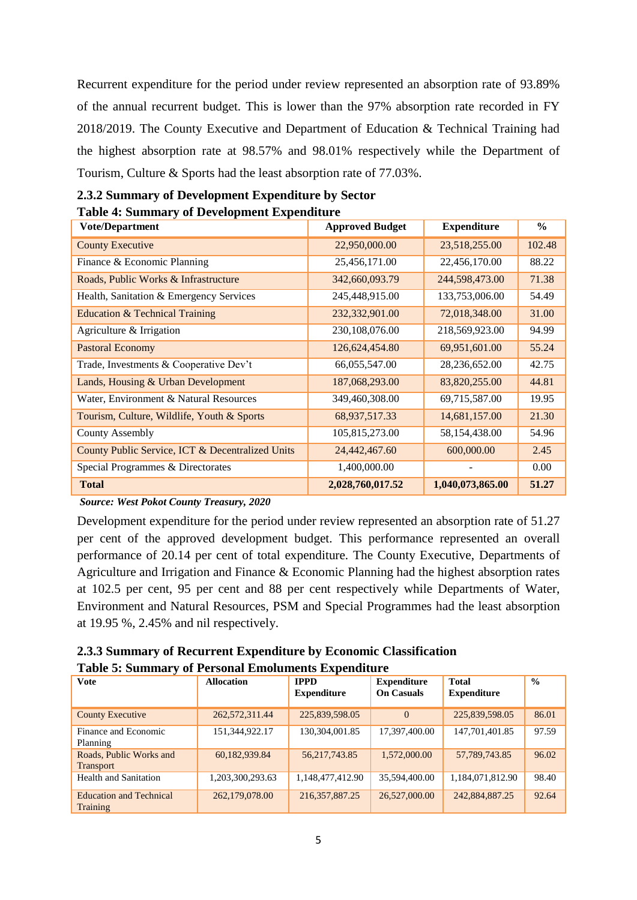Recurrent expenditure for the period under review represented an absorption rate of 93.89% of the annual recurrent budget. This is lower than the 97% absorption rate recorded in FY 2018/2019. The County Executive and Department of Education & Technical Training had the highest absorption rate at 98.57% and 98.01% respectively while the Department of Tourism, Culture & Sports had the least absorption rate of 77.03%.

### 2.3.2 Summary of Development Expenditure by Sector

**Table 4: Summary of Development Expenditure**

| Vote/Department | Approved Budget | Expenditure | % |
|---|---|---|---|
| County Executive | 22,950,000.00 | 23,518,255.00 | 102.48 |
| Finance & Economic Planning | 25,456,171.00 | 22,456,170.00 | 88.22 |
| Roads, Public Works & Infrastructure | 342,660,093.79 | 244,598,473.00 | 71.38 |
| Health, Sanitation & Emergency Services | 245,448,915.00 | 133,753,006.00 | 54.49 |
| Education & Technical Training | 232,332,901.00 | 72,018,348.00 | 31.00 |
| Agriculture & Irrigation | 230,108,076.00 | 218,569,923.00 | 94.99 |
| Pastoral Economy | 126,624,454.80 | 69,951,601.00 | 55.24 |
| Trade, Investments & Cooperative Dev't | 66,055,547.00 | 28,236,652.00 | 42.75 |
| Lands, Housing & Urban Development | 187,068,293.00 | 83,820,255.00 | 44.81 |
| Water, Environment & Natural Resources | 349,460,308.00 | 69,715,587.00 | 19.95 |
| Tourism, Culture, Wildlife, Youth & Sports | 68,937,517.33 | 14,681,157.00 | 21.30 |
| County Assembly | 105,815,273.00 | 58,154,438.00 | 54.96 |
| County Public Service, ICT & Decentralized Units | 24,442,467.60 | 600,000.00 | 2.45 |
| Special Programmes & Directorates | 1,400,000.00 | - | 0.00 |
| **Total** | **2,028,760,017.52** | **1,040,073,865.00** | **51.27** |

*Source: West Pokot County Treasury, 2020*

Development expenditure for the period under review represented an absorption rate of 51.27 per cent of the approved development budget. This performance represented an overall performance of 20.14 per cent of total expenditure. The County Executive, Departments of Agriculture and Irrigation and Finance & Economic Planning had the highest absorption rates at 102.5 per cent, 95 per cent and 88 per cent respectively while Departments of Water, Environment and Natural Resources, PSM and Special Programmes had the least absorption at 19.95 %, 2.45% and nil respectively.

### 2.3.3 Summary of Recurrent Expenditure by Economic Classification

**Table 5: Summary of Personal Emoluments Expenditure**

| Vote | Allocation | IPPD Expenditure | Expenditure On Casuals | Total Expenditure | % |
|---|---|---|---|---|---|
| County Executive | 262,572,311.44 | 225,839,598.05 | 0 | 225,839,598.05 | 86.01 |
| Finance and Economic Planning | 151,344,922.17 | 130,304,001.85 | 17,397,400.00 | 147,701,401.85 | 97.59 |
| Roads, Public Works and Transport | 60,182,939.84 | 56,217,743.85 | 1,572,000.00 | 57,789,743.85 | 96.02 |
| Health and Sanitation | 1,203,300,293.63 | 1,148,477,412.90 | 35,594,400.00 | 1,184,071,812.90 | 98.40 |
| Education and Technical Training | 262,179,078.00 | 216,357,887.25 | 26,527,000.00 | 242,884,887.25 | 92.64 |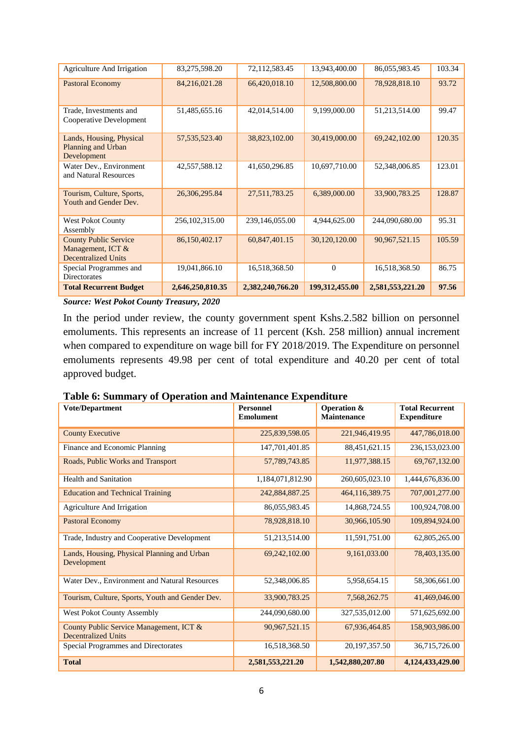| Agriculture And Irrigation | 83,275,598.20 | 72,112,583.45 | 13,943,400.00 | 86,055,983.45 | 103.34 |
|---|---|---|---|---|---|
| Pastoral Economy | 84,216,021.28 | 66,420,018.10 | 12,508,800.00 | 78,928,818.10 | 93.72 |
| Trade, Investments and Cooperative Development | 51,485,655.16 | 42,014,514.00 | 9,199,000.00 | 51,213,514.00 | 99.47 |
| Lands, Housing, Physical Planning and Urban Development | 57,535,523.40 | 38,823,102.00 | 30,419,000.00 | 69,242,102.00 | 120.35 |
| Water Dev., Environment and Natural Resources | 42,557,588.12 | 41,650,296.85 | 10,697,710.00 | 52,348,006.85 | 123.01 |
| Tourism, Culture, Sports, Youth and Gender Dev. | 26,306,295.84 | 27,511,783.25 | 6,389,000.00 | 33,900,783.25 | 128.87 |
| West Pokot County Assembly | 256,102,315.00 | 239,146,055.00 | 4,944,625.00 | 244,090,680.00 | 95.31 |
| County Public Service Management, ICT & Decentralized Units | 86,150,402.17 | 60,847,401.15 | 30,120,120.00 | 90,967,521.15 | 105.59 |
| Special Programmes and Directorates | 19,041,866.10 | 16,518,368.50 | 0 | 16,518,368.50 | 86.75 |
| **Total Recurrent Budget** | **2,646,250,810.35** | **2,382,240,766.20** | **199,312,455.00** | **2,581,553,221.20** | **97.56** |

***Source: West Pokot County Treasury, 2020***

In the period under review, the county government spent Kshs.2.582 billion on personnel emoluments. This represents an increase of 11 percent (Ksh. 258 million) annual increment when compared to expenditure on wage bill for FY 2018/2019. The Expenditure on personnel emoluments represents 49.98 per cent of total expenditure and 40.20 per cent of total approved budget.

**Table 6: Summary of Operation and Maintenance Expenditure**

| Vote/Department | Personnel Emolument | Operation & Maintenance | Total Recurrent Expenditure |
|---|---|---|---|
| County Executive | 225,839,598.05 | 221,946,419.95 | 447,786,018.00 |
| Finance and Economic Planning | 147,701,401.85 | 88,451,621.15 | 236,153,023.00 |
| Roads, Public Works and Transport | 57,789,743.85 | 11,977,388.15 | 69,767,132.00 |
| Health and Sanitation | 1,184,071,812.90 | 260,605,023.10 | 1,444,676,836.00 |
| Education and Technical Training | 242,884,887.25 | 464,116,389.75 | 707,001,277.00 |
| Agriculture And Irrigation | 86,055,983.45 | 14,868,724.55 | 100,924,708.00 |
| Pastoral Economy | 78,928,818.10 | 30,966,105.90 | 109,894,924.00 |
| Trade, Industry and Cooperative Development | 51,213,514.00 | 11,591,751.00 | 62,805,265.00 |
| Lands, Housing, Physical Planning and Urban Development | 69,242,102.00 | 9,161,033.00 | 78,403,135.00 |
| Water Dev., Environment and Natural Resources | 52,348,006.85 | 5,958,654.15 | 58,306,661.00 |
| Tourism, Culture, Sports, Youth and Gender Dev. | 33,900,783.25 | 7,568,262.75 | 41,469,046.00 |
| West Pokot County Assembly | 244,090,680.00 | 327,535,012.00 | 571,625,692.00 |
| County Public Service Management, ICT & Decentralized Units | 90,967,521.15 | 67,936,464.85 | 158,903,986.00 |
| Special Programmes and Directorates | 16,518,368.50 | 20,197,357.50 | 36,715,726.00 |
| **Total** | **2,581,553,221.20** | **1,542,880,207.80** | **4,124,433,429.00** |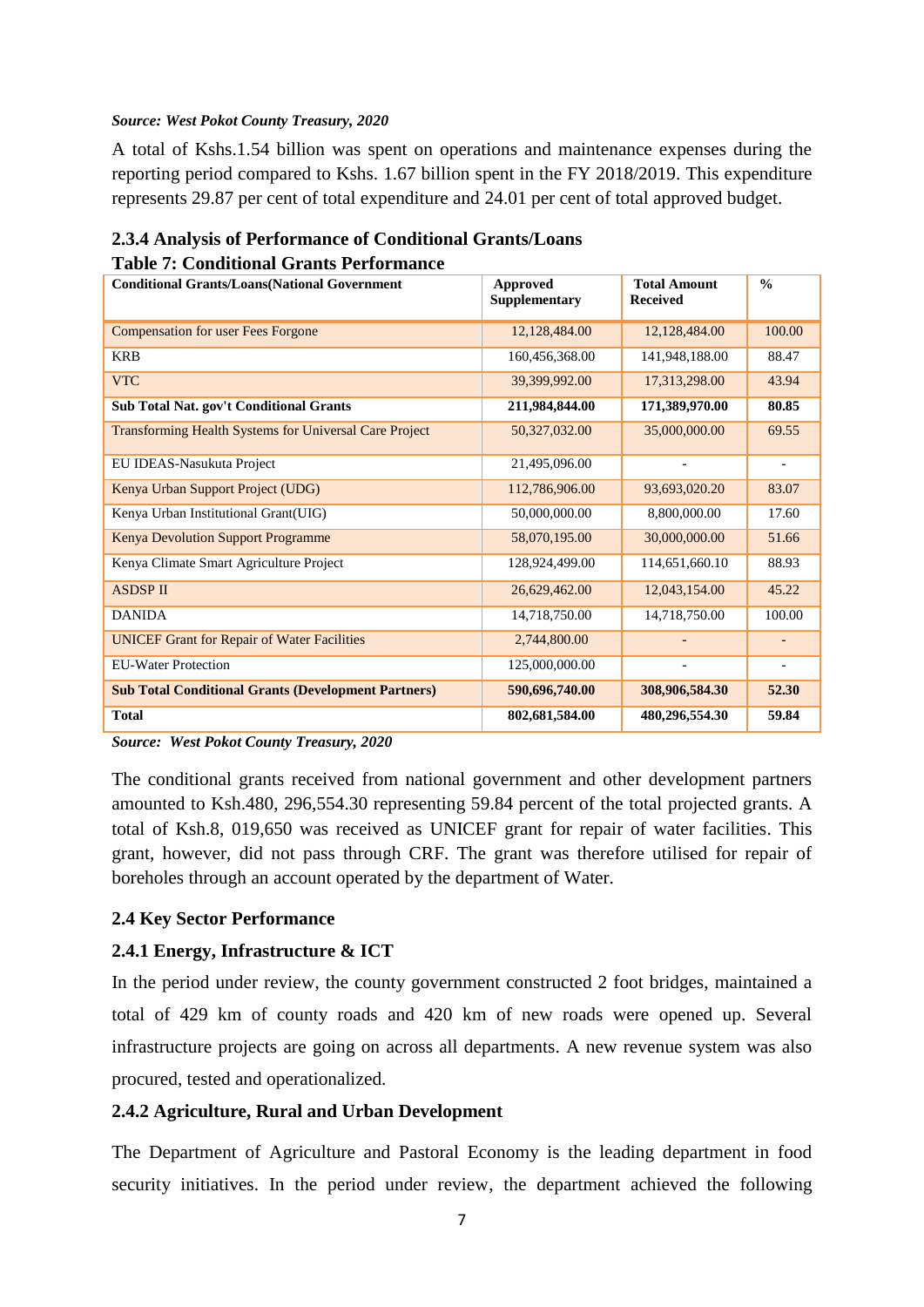***Source: West Pokot County Treasury, 2020***

A total of Kshs.1.54 billion was spent on operations and maintenance expenses during the reporting period compared to Kshs. 1.67 billion spent in the FY 2018/2019. This expenditure represents 29.87 per cent of total expenditure and 24.01 per cent of total approved budget.

### 2.3.4 Analysis of Performance of Conditional Grants/Loans

**Table 7: Conditional Grants Performance**

| Conditional Grants/Loans(National Government | Approved Supplementary | Total Amount Received | % |
|---|---|---|---|
| Compensation for user Fees Forgone | 12,128,484.00 | 12,128,484.00 | 100.00 |
| KRB | 160,456,368.00 | 141,948,188.00 | 88.47 |
| VTC | 39,399,992.00 | 17,313,298.00 | 43.94 |
| **Sub Total Nat. gov't Conditional Grants** | **211,984,844.00** | **171,389,970.00** | **80.85** |
| Transforming Health Systems for Universal Care Project | 50,327,032.00 | 35,000,000.00 | 69.55 |
| EU IDEAS-Nasukuta Project | 21,495,096.00 | - | - |
| Kenya Urban Support Project (UDG) | 112,786,906.00 | 93,693,020.20 | 83.07 |
| Kenya Urban Institutional Grant(UIG) | 50,000,000.00 | 8,800,000.00 | 17.60 |
| Kenya Devolution Support Programme | 58,070,195.00 | 30,000,000.00 | 51.66 |
| Kenya Climate Smart Agriculture Project | 128,924,499.00 | 114,651,660.10 | 88.93 |
| ASDSP II | 26,629,462.00 | 12,043,154.00 | 45.22 |
| DANIDA | 14,718,750.00 | 14,718,750.00 | 100.00 |
| UNICEF Grant for Repair of Water Facilities | 2,744,800.00 | - | - |
| EU-Water Protection | 125,000,000.00 | - | - |
| **Sub Total Conditional Grants (Development Partners)** | **590,696,740.00** | **308,906,584.30** | **52.30** |
| **Total** | **802,681,584.00** | **480,296,554.30** | **59.84** |

***Source: West Pokot County Treasury, 2020***

The conditional grants received from national government and other development partners amounted to Ksh.480, 296,554.30 representing 59.84 percent of the total projected grants. A total of Ksh.8, 019,650 was received as UNICEF grant for repair of water facilities. This grant, however, did not pass through CRF. The grant was therefore utilised for repair of boreholes through an account operated by the department of Water.

## 2.4 Key Sector Performance

### 2.4.1 Energy, Infrastructure & ICT

In the period under review, the county government constructed 2 foot bridges, maintained a total of 429 km of county roads and 420 km of new roads were opened up. Several infrastructure projects are going on across all departments. A new revenue system was also procured, tested and operationalized.

### 2.4.2 Agriculture, Rural and Urban Development

The Department of Agriculture and Pastoral Economy is the leading department in food security initiatives. In the period under review, the department achieved the following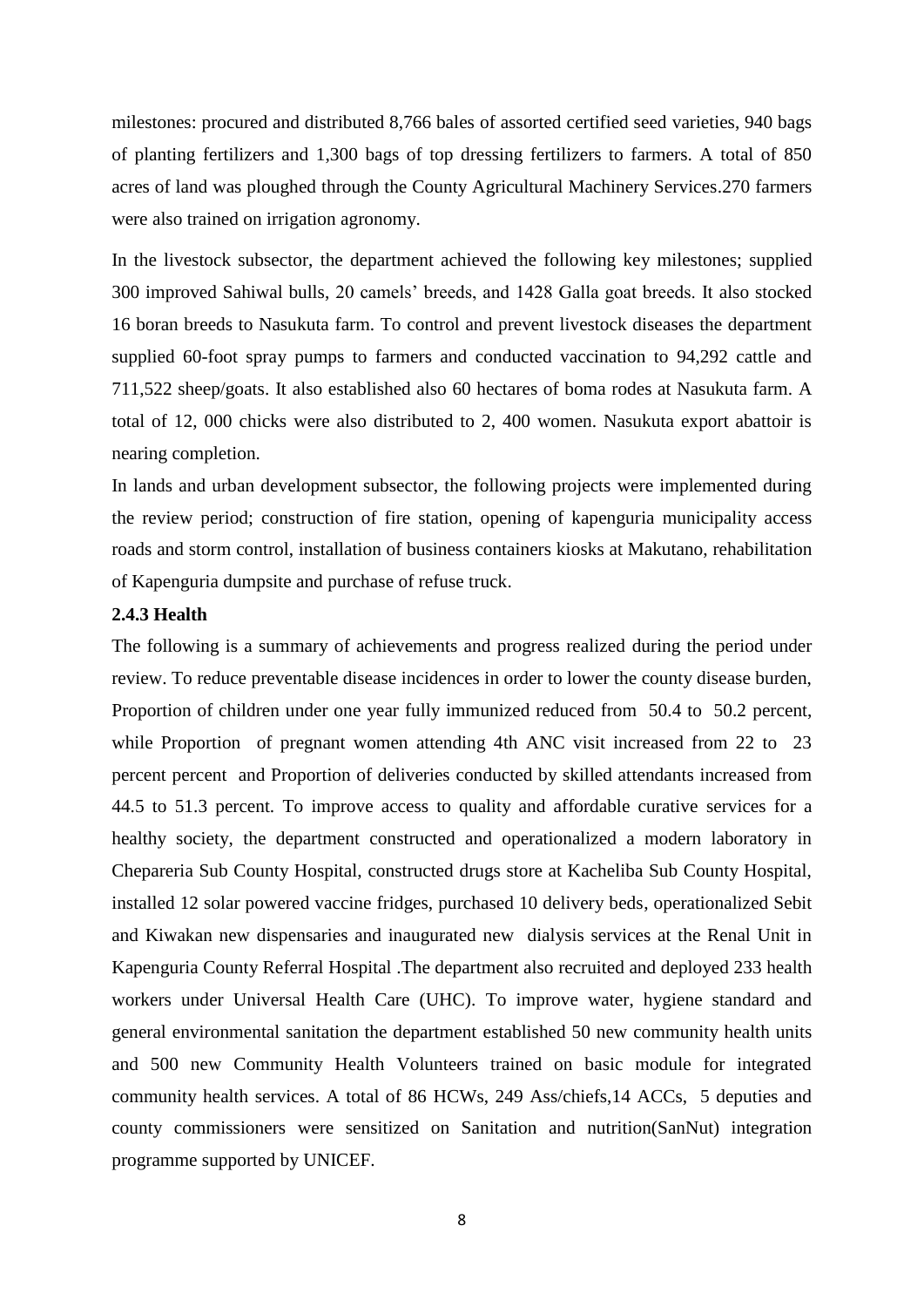milestones: procured and distributed 8,766 bales of assorted certified seed varieties, 940 bags of planting fertilizers and 1,300 bags of top dressing fertilizers to farmers. A total of 850 acres of land was ploughed through the County Agricultural Machinery Services.270 farmers were also trained on irrigation agronomy.

In the livestock subsector, the department achieved the following key milestones; supplied 300 improved Sahiwal bulls, 20 camels' breeds, and 1428 Galla goat breeds. It also stocked 16 boran breeds to Nasukuta farm. To control and prevent livestock diseases the department supplied 60-foot spray pumps to farmers and conducted vaccination to 94,292 cattle and 711,522 sheep/goats. It also established also 60 hectares of boma rodes at Nasukuta farm. A total of 12, 000 chicks were also distributed to 2, 400 women. Nasukuta export abattoir is nearing completion.

In lands and urban development subsector, the following projects were implemented during the review period; construction of fire station, opening of kapenguria municipality access roads and storm control, installation of business containers kiosks at Makutano, rehabilitation of Kapenguria dumpsite and purchase of refuse truck.

### 2.4.3 Health

The following is a summary of achievements and progress realized during the period under review. To reduce preventable disease incidences in order to lower the county disease burden, Proportion of children under one year fully immunized reduced from 50.4 to 50.2 percent, while Proportion of pregnant women attending 4th ANC visit increased from 22 to 23 percent percent and Proportion of deliveries conducted by skilled attendants increased from 44.5 to 51.3 percent. To improve access to quality and affordable curative services for a healthy society, the department constructed and operationalized a modern laboratory in Chepareria Sub County Hospital, constructed drugs store at Kacheliba Sub County Hospital, installed 12 solar powered vaccine fridges, purchased 10 delivery beds, operationalized Sebit and Kiwakan new dispensaries and inaugurated new dialysis services at the Renal Unit in Kapenguria County Referral Hospital .The department also recruited and deployed 233 health workers under Universal Health Care (UHC). To improve water, hygiene standard and general environmental sanitation the department established 50 new community health units and 500 new Community Health Volunteers trained on basic module for integrated community health services. A total of 86 HCWs, 249 Ass/chiefs,14 ACCs, 5 deputies and county commissioners were sensitized on Sanitation and nutrition(SanNut) integration programme supported by UNICEF.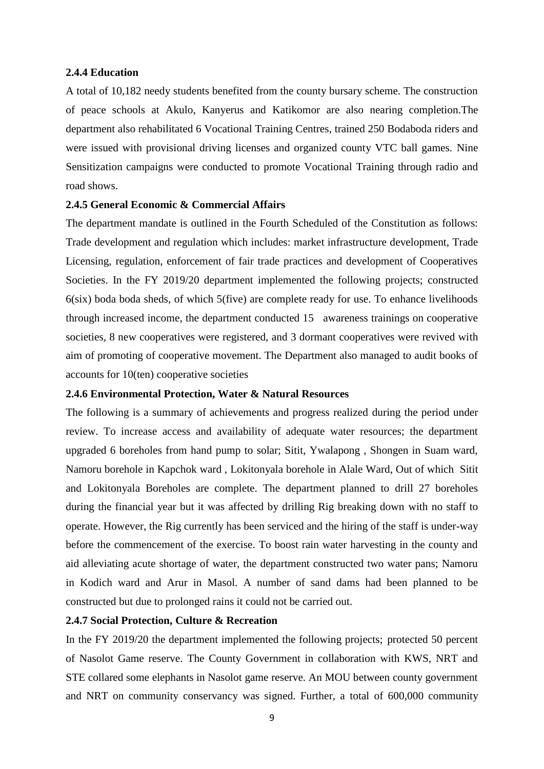### 2.4.4 Education

A total of 10,182 needy students benefited from the county bursary scheme. The construction of peace schools at Akulo, Kanyerus and Katikomor are also nearing completion.The department also rehabilitated 6 Vocational Training Centres, trained 250 Bodaboda riders and were issued with provisional driving licenses and organized county VTC ball games. Nine Sensitization campaigns were conducted to promote Vocational Training through radio and road shows.

### 2.4.5 General Economic & Commercial Affairs

The department mandate is outlined in the Fourth Scheduled of the Constitution as follows: Trade development and regulation which includes: market infrastructure development, Trade Licensing, regulation, enforcement of fair trade practices and development of Cooperatives Societies. In the FY 2019/20 department implemented the following projects; constructed 6(six) boda boda sheds, of which 5(five) are complete ready for use. To enhance livelihoods through increased income, the department conducted 15 awareness trainings on cooperative societies, 8 new cooperatives were registered, and 3 dormant cooperatives were revived with aim of promoting of cooperative movement. The Department also managed to audit books of accounts for 10(ten) cooperative societies

### 2.4.6 Environmental Protection, Water & Natural Resources

The following is a summary of achievements and progress realized during the period under review. To increase access and availability of adequate water resources; the department upgraded 6 boreholes from hand pump to solar; Sitit, Ywalapong , Shongen in Suam ward, Namoru borehole in Kapchok ward , Lokitonyala borehole in Alale Ward, Out of which Sitit and Lokitonyala Boreholes are complete. The department planned to drill 27 boreholes during the financial year but it was affected by drilling Rig breaking down with no staff to operate. However, the Rig currently has been serviced and the hiring of the staff is under-way before the commencement of the exercise. To boost rain water harvesting in the county and aid alleviating acute shortage of water, the department constructed two water pans; Namoru in Kodich ward and Arur in Masol. A number of sand dams had been planned to be constructed but due to prolonged rains it could not be carried out.

### 2.4.7 Social Protection, Culture & Recreation

In the FY 2019/20 the department implemented the following projects; protected 50 percent of Nasolot Game reserve. The County Government in collaboration with KWS, NRT and STE collared some elephants in Nasolot game reserve. An MOU between county government and NRT on community conservancy was signed. Further, a total of 600,000 community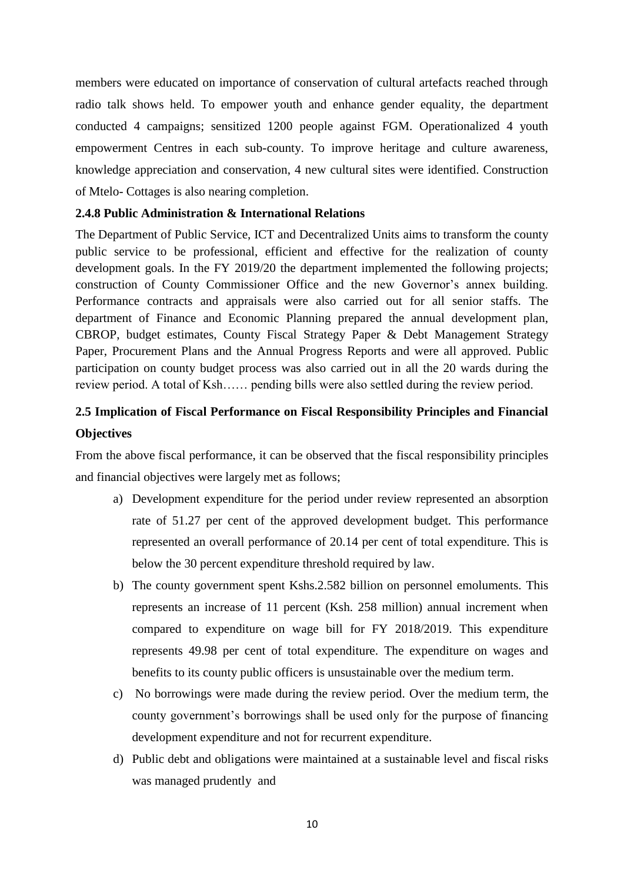members were educated on importance of conservation of cultural artefacts reached through radio talk shows held. To empower youth and enhance gender equality, the department conducted 4 campaigns; sensitized 1200 people against FGM. Operationalized 4 youth empowerment Centres in each sub-county. To improve heritage and culture awareness, knowledge appreciation and conservation, 4 new cultural sites were identified. Construction of Mtelo- Cottages is also nearing completion.

### 2.4.8 Public Administration & International Relations

The Department of Public Service, ICT and Decentralized Units aims to transform the county public service to be professional, efficient and effective for the realization of county development goals. In the FY 2019/20 the department implemented the following projects; construction of County Commissioner Office and the new Governor's annex building. Performance contracts and appraisals were also carried out for all senior staffs. The department of Finance and Economic Planning prepared the annual development plan, CBROP, budget estimates, County Fiscal Strategy Paper & Debt Management Strategy Paper, Procurement Plans and the Annual Progress Reports and were all approved. Public participation on county budget process was also carried out in all the 20 wards during the review period. A total of Ksh…… pending bills were also settled during the review period.

## 2.5 Implication of Fiscal Performance on Fiscal Responsibility Principles and Financial Objectives

From the above fiscal performance, it can be observed that the fiscal responsibility principles and financial objectives were largely met as follows;

a) Development expenditure for the period under review represented an absorption rate of 51.27 per cent of the approved development budget. This performance represented an overall performance of 20.14 per cent of total expenditure. This is below the 30 percent expenditure threshold required by law.

b) The county government spent Kshs.2.582 billion on personnel emoluments. This represents an increase of 11 percent (Ksh. 258 million) annual increment when compared to expenditure on wage bill for FY 2018/2019. This expenditure represents 49.98 per cent of total expenditure. The expenditure on wages and benefits to its county public officers is unsustainable over the medium term.

c) No borrowings were made during the review period. Over the medium term, the county government's borrowings shall be used only for the purpose of financing development expenditure and not for recurrent expenditure.

d) Public debt and obligations were maintained at a sustainable level and fiscal risks was managed prudently and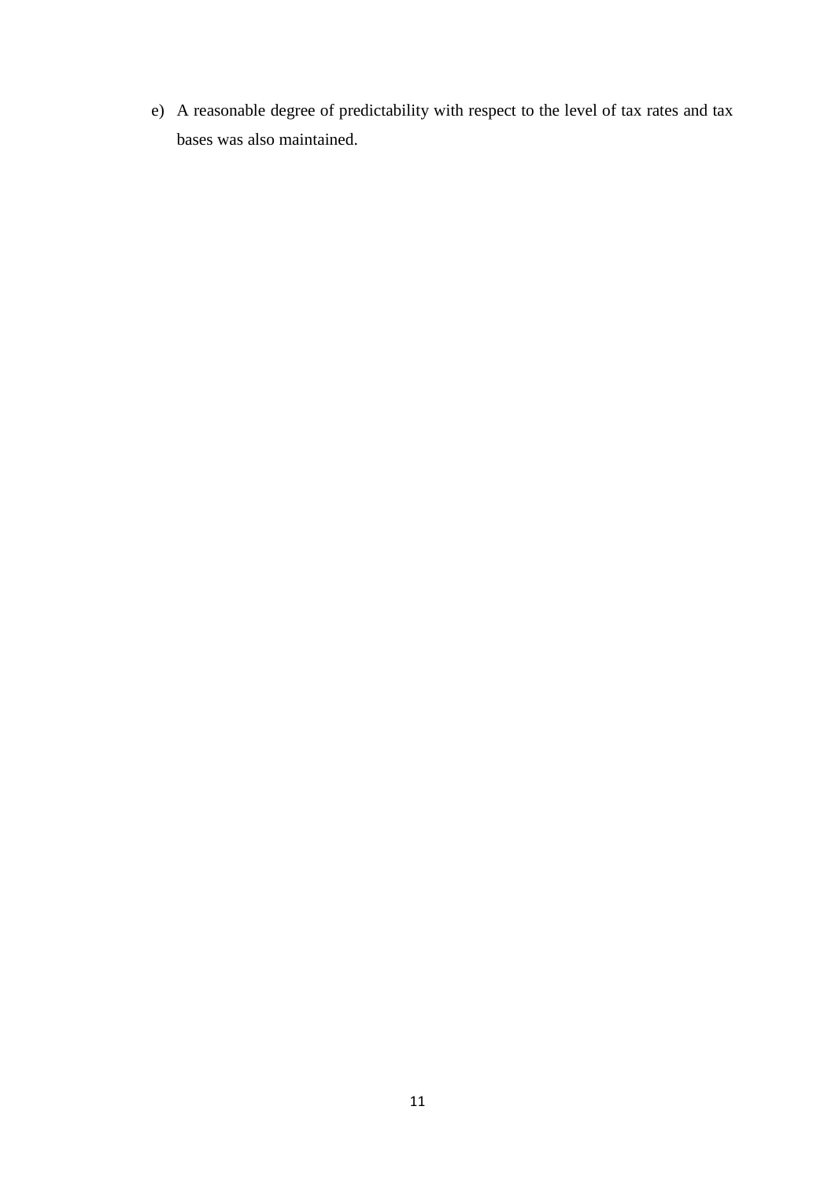e) A reasonable degree of predictability with respect to the level of tax rates and tax bases was also maintained.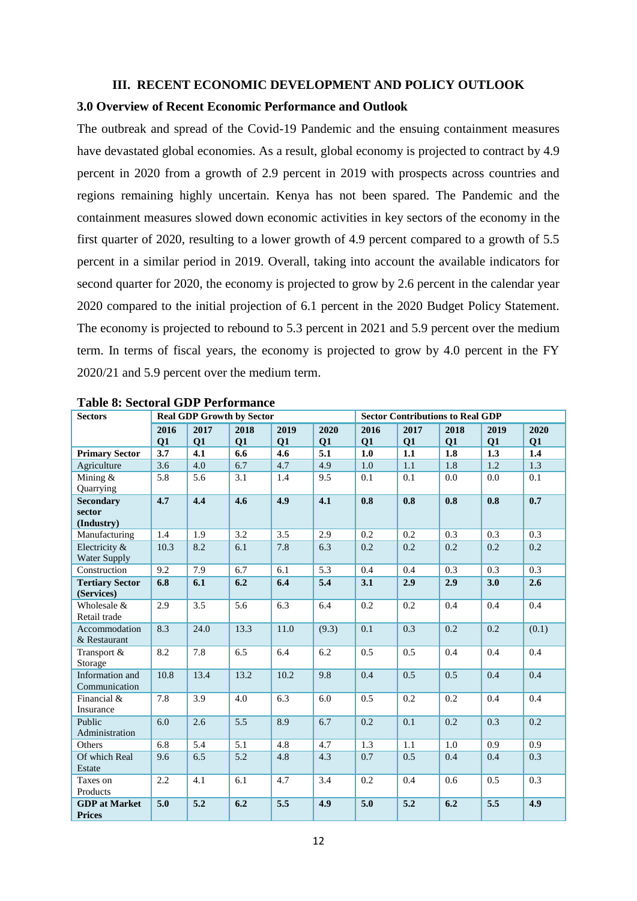## III. RECENT ECONOMIC DEVELOPMENT AND POLICY OUTLOOK

### 3.0 Overview of Recent Economic Performance and Outlook

The outbreak and spread of the Covid-19 Pandemic and the ensuing containment measures have devastated global economies. As a result, global economy is projected to contract by 4.9 percent in 2020 from a growth of 2.9 percent in 2019 with prospects across countries and regions remaining highly uncertain. Kenya has not been spared. The Pandemic and the containment measures slowed down economic activities in key sectors of the economy in the first quarter of 2020, resulting to a lower growth of 4.9 percent compared to a growth of 5.5 percent in a similar period in 2019. Overall, taking into account the available indicators for second quarter for 2020, the economy is projected to grow by 2.6 percent in the calendar year 2020 compared to the initial projection of 6.1 percent in the 2020 Budget Policy Statement. The economy is projected to rebound to 5.3 percent in 2021 and 5.9 percent over the medium term. In terms of fiscal years, the economy is projected to grow by 4.0 percent in the FY 2020/21 and 5.9 percent over the medium term.

**Table 8: Sectoral GDP Performance**

| Sectors | Real GDP Growth by Sector | | | | | Sector Contributions to Real GDP | | | | |
|---|---|---|---|---|---|---|---|---|---|---|
| | 2016 Q1 | 2017 Q1 | 2018 Q1 | 2019 Q1 | 2020 Q1 | 2016 Q1 | 2017 Q1 | 2018 Q1 | 2019 Q1 | 2020 Q1 |
| **Primary Sector** | **3.7** | **4.1** | **6.6** | **4.6** | **5.1** | **1.0** | **1.1** | **1.8** | **1.3** | **1.4** |
| Agriculture | 3.6 | 4.0 | 6.7 | 4.7 | 4.9 | 1.0 | 1.1 | 1.8 | 1.2 | 1.3 |
| Mining & Quarrying | 5.8 | 5.6 | 3.1 | 1.4 | 9.5 | 0.1 | 0.1 | 0.0 | 0.0 | 0.1 |
| **Secondary sector (Industry)** | **4.7** | **4.4** | **4.6** | **4.9** | **4.1** | **0.8** | **0.8** | **0.8** | **0.8** | **0.7** |
| Manufacturing | 1.4 | 1.9 | 3.2 | 3.5 | 2.9 | 0.2 | 0.2 | 0.3 | 0.3 | 0.3 |
| Electricity & Water Supply | 10.3 | 8.2 | 6.1 | 7.8 | 6.3 | 0.2 | 0.2 | 0.2 | 0.2 | 0.2 |
| Construction | 9.2 | 7.9 | 6.7 | 6.1 | 5.3 | 0.4 | 0.4 | 0.3 | 0.3 | 0.3 |
| **Tertiary Sector (Services)** | **6.8** | **6.1** | **6.2** | **6.4** | **5.4** | **3.1** | **2.9** | **2.9** | **3.0** | **2.6** |
| Wholesale & Retail trade | 2.9 | 3.5 | 5.6 | 6.3 | 6.4 | 0.2 | 0.2 | 0.4 | 0.4 | 0.4 |
| Accommodation & Restaurant | 8.3 | 24.0 | 13.3 | 11.0 | (9.3) | 0.1 | 0.3 | 0.2 | 0.2 | (0.1) |
| Transport & Storage | 8.2 | 7.8 | 6.5 | 6.4 | 6.2 | 0.5 | 0.5 | 0.4 | 0.4 | 0.4 |
| Information and Communication | 10.8 | 13.4 | 13.2 | 10.2 | 9.8 | 0.4 | 0.5 | 0.5 | 0.4 | 0.4 |
| Financial & Insurance | 7.8 | 3.9 | 4.0 | 6.3 | 6.0 | 0.5 | 0.2 | 0.2 | 0.4 | 0.4 |
| Public Administration | 6.0 | 2.6 | 5.5 | 8.9 | 6.7 | 0.2 | 0.1 | 0.2 | 0.3 | 0.2 |
| Others | 6.8 | 5.4 | 5.1 | 4.8 | 4.7 | 1.3 | 1.1 | 1.0 | 0.9 | 0.9 |
| Of which Real Estate | 9.6 | 6.5 | 5.2 | 4.8 | 4.3 | 0.7 | 0.5 | 0.4 | 0.4 | 0.3 |
| Taxes on Products | 2.2 | 4.1 | 6.1 | 4.7 | 3.4 | 0.2 | 0.4 | 0.6 | 0.5 | 0.3 |
| **GDP at Market Prices** | **5.0** | **5.2** | **6.2** | **5.5** | **4.9** | **5.0** | **5.2** | **6.2** | **5.5** | **4.9** |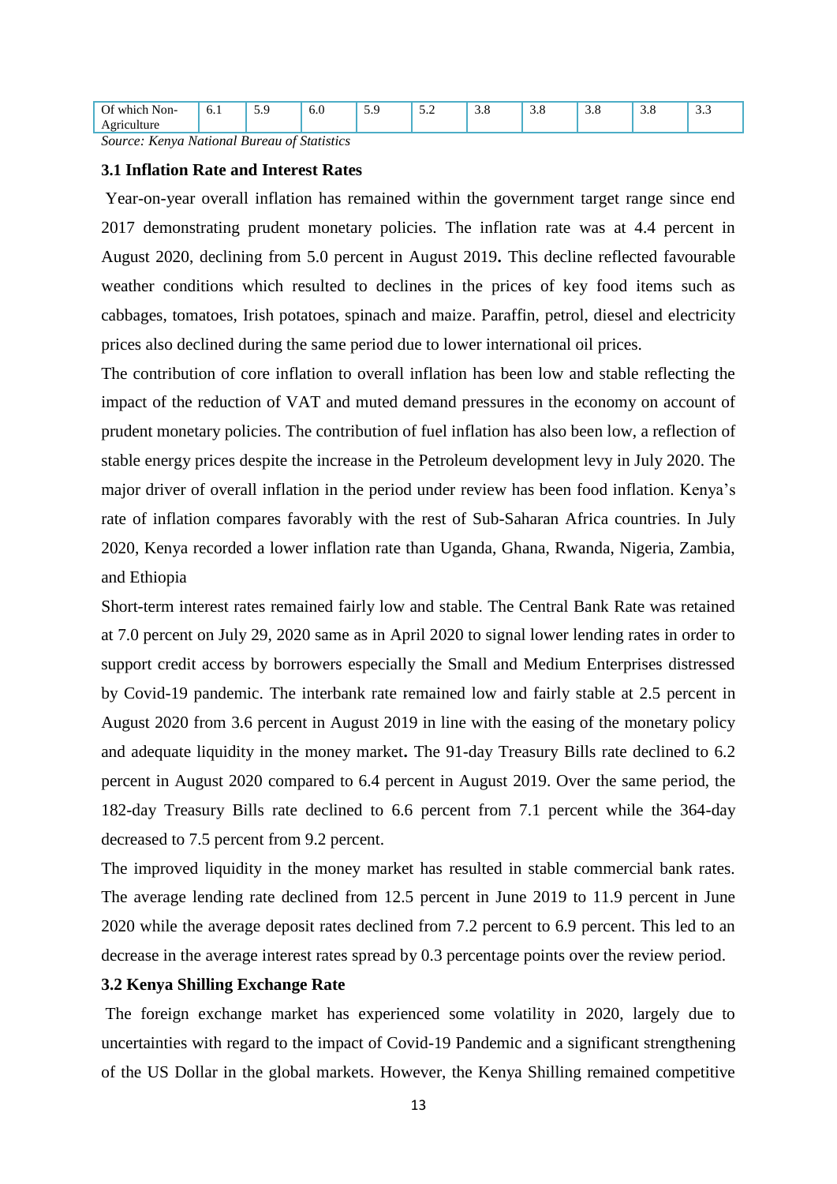| Of which Non-Agriculture | 6.1 | 5.9 | 6.0 | 5.9 | 5.2 | 3.8 | 3.8 | 3.8 | 3.8 | 3.3 |
|---|---|---|---|---|---|---|---|---|---|---|

*Source: Kenya National Bureau of Statistics*

### 3.1 Inflation Rate and Interest Rates

Year-on-year overall inflation has remained within the government target range since end 2017 demonstrating prudent monetary policies. The inflation rate was at 4.4 percent in August 2020, declining from 5.0 percent in August 2019**.** This decline reflected favourable weather conditions which resulted to declines in the prices of key food items such as cabbages, tomatoes, Irish potatoes, spinach and maize. Paraffin, petrol, diesel and electricity prices also declined during the same period due to lower international oil prices.

The contribution of core inflation to overall inflation has been low and stable reflecting the impact of the reduction of VAT and muted demand pressures in the economy on account of prudent monetary policies. The contribution of fuel inflation has also been low, a reflection of stable energy prices despite the increase in the Petroleum development levy in July 2020. The major driver of overall inflation in the period under review has been food inflation. Kenya's rate of inflation compares favorably with the rest of Sub-Saharan Africa countries. In July 2020, Kenya recorded a lower inflation rate than Uganda, Ghana, Rwanda, Nigeria, Zambia, and Ethiopia

Short-term interest rates remained fairly low and stable. The Central Bank Rate was retained at 7.0 percent on July 29, 2020 same as in April 2020 to signal lower lending rates in order to support credit access by borrowers especially the Small and Medium Enterprises distressed by Covid-19 pandemic. The interbank rate remained low and fairly stable at 2.5 percent in August 2020 from 3.6 percent in August 2019 in line with the easing of the monetary policy and adequate liquidity in the money market**.** The 91-day Treasury Bills rate declined to 6.2 percent in August 2020 compared to 6.4 percent in August 2019. Over the same period, the 182-day Treasury Bills rate declined to 6.6 percent from 7.1 percent while the 364-day decreased to 7.5 percent from 9.2 percent.

The improved liquidity in the money market has resulted in stable commercial bank rates. The average lending rate declined from 12.5 percent in June 2019 to 11.9 percent in June 2020 while the average deposit rates declined from 7.2 percent to 6.9 percent. This led to an decrease in the average interest rates spread by 0.3 percentage points over the review period.

### 3.2 Kenya Shilling Exchange Rate

The foreign exchange market has experienced some volatility in 2020, largely due to uncertainties with regard to the impact of Covid-19 Pandemic and a significant strengthening of the US Dollar in the global markets. However, the Kenya Shilling remained competitive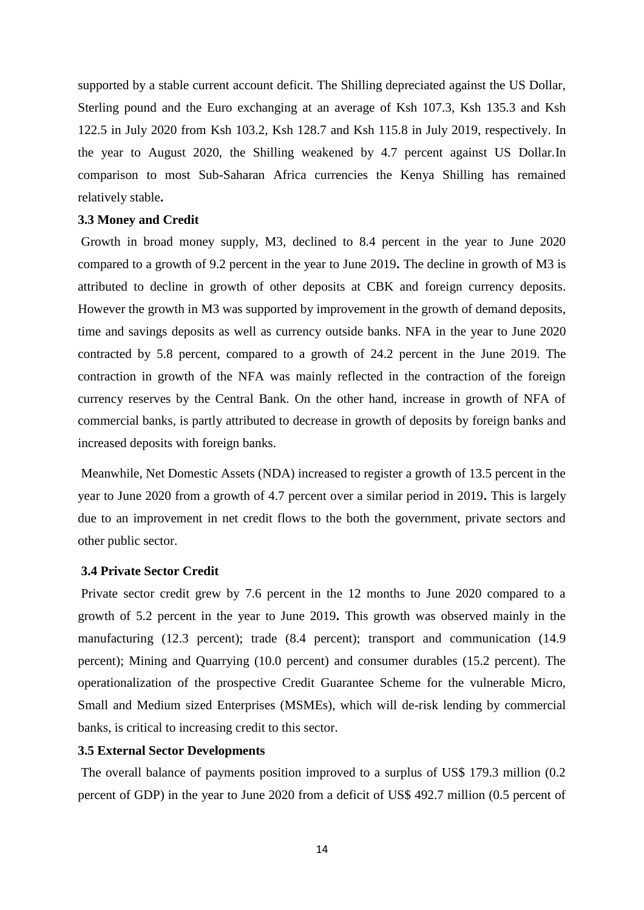supported by a stable current account deficit. The Shilling depreciated against the US Dollar, Sterling pound and the Euro exchanging at an average of Ksh 107.3, Ksh 135.3 and Ksh 122.5 in July 2020 from Ksh 103.2, Ksh 128.7 and Ksh 115.8 in July 2019, respectively. In the year to August 2020, the Shilling weakened by 4.7 percent against US Dollar.In comparison to most Sub-Saharan Africa currencies the Kenya Shilling has remained relatively stable**.**

### 3.3 Money and Credit

Growth in broad money supply, M3, declined to 8.4 percent in the year to June 2020 compared to a growth of 9.2 percent in the year to June 2019**.** The decline in growth of M3 is attributed to decline in growth of other deposits at CBK and foreign currency deposits. However the growth in M3 was supported by improvement in the growth of demand deposits, time and savings deposits as well as currency outside banks. NFA in the year to June 2020 contracted by 5.8 percent, compared to a growth of 24.2 percent in the June 2019. The contraction in growth of the NFA was mainly reflected in the contraction of the foreign currency reserves by the Central Bank. On the other hand, increase in growth of NFA of commercial banks, is partly attributed to decrease in growth of deposits by foreign banks and increased deposits with foreign banks.

Meanwhile, Net Domestic Assets (NDA) increased to register a growth of 13.5 percent in the year to June 2020 from a growth of 4.7 percent over a similar period in 2019**.** This is largely due to an improvement in net credit flows to the both the government, private sectors and other public sector.

### 3.4 Private Sector Credit

Private sector credit grew by 7.6 percent in the 12 months to June 2020 compared to a growth of 5.2 percent in the year to June 2019**.** This growth was observed mainly in the manufacturing (12.3 percent); trade (8.4 percent); transport and communication (14.9 percent); Mining and Quarrying (10.0 percent) and consumer durables (15.2 percent). The operationalization of the prospective Credit Guarantee Scheme for the vulnerable Micro, Small and Medium sized Enterprises (MSMEs), which will de-risk lending by commercial banks, is critical to increasing credit to this sector.

### 3.5 External Sector Developments

The overall balance of payments position improved to a surplus of US$ 179.3 million (0.2 percent of GDP) in the year to June 2020 from a deficit of US$ 492.7 million (0.5 percent of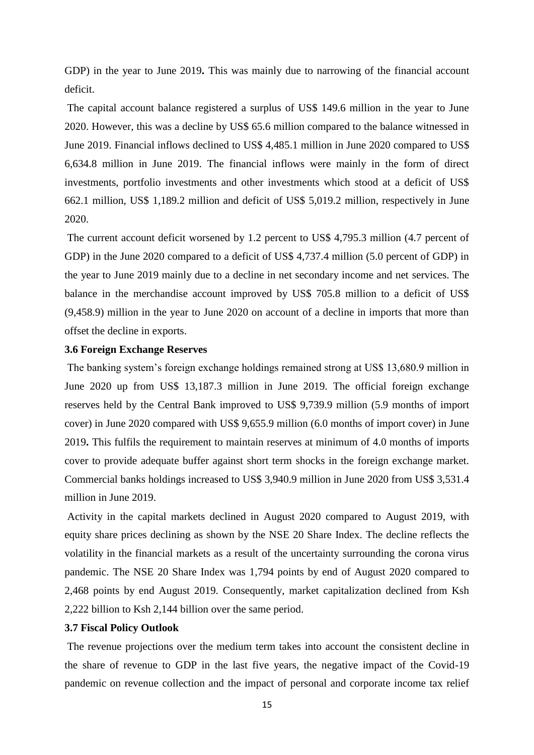GDP) in the year to June 2019**.** This was mainly due to narrowing of the financial account deficit.

The capital account balance registered a surplus of US$ 149.6 million in the year to June 2020. However, this was a decline by US$ 65.6 million compared to the balance witnessed in June 2019. Financial inflows declined to US$ 4,485.1 million in June 2020 compared to US$ 6,634.8 million in June 2019. The financial inflows were mainly in the form of direct investments, portfolio investments and other investments which stood at a deficit of US$ 662.1 million, US$ 1,189.2 million and deficit of US$ 5,019.2 million, respectively in June 2020.

The current account deficit worsened by 1.2 percent to US$ 4,795.3 million (4.7 percent of GDP) in the June 2020 compared to a deficit of US$ 4,737.4 million (5.0 percent of GDP) in the year to June 2019 mainly due to a decline in net secondary income and net services. The balance in the merchandise account improved by US$ 705.8 million to a deficit of US$ (9,458.9) million in the year to June 2020 on account of a decline in imports that more than offset the decline in exports.

### 3.6 Foreign Exchange Reserves

The banking system's foreign exchange holdings remained strong at US$ 13,680.9 million in June 2020 up from US$ 13,187.3 million in June 2019. The official foreign exchange reserves held by the Central Bank improved to US$ 9,739.9 million (5.9 months of import cover) in June 2020 compared with US$ 9,655.9 million (6.0 months of import cover) in June 2019**.** This fulfils the requirement to maintain reserves at minimum of 4.0 months of imports cover to provide adequate buffer against short term shocks in the foreign exchange market. Commercial banks holdings increased to US$ 3,940.9 million in June 2020 from US$ 3,531.4 million in June 2019.

Activity in the capital markets declined in August 2020 compared to August 2019, with equity share prices declining as shown by the NSE 20 Share Index. The decline reflects the volatility in the financial markets as a result of the uncertainty surrounding the corona virus pandemic. The NSE 20 Share Index was 1,794 points by end of August 2020 compared to 2,468 points by end August 2019. Consequently, market capitalization declined from Ksh 2,222 billion to Ksh 2,144 billion over the same period.

### 3.7 Fiscal Policy Outlook

The revenue projections over the medium term takes into account the consistent decline in the share of revenue to GDP in the last five years, the negative impact of the Covid-19 pandemic on revenue collection and the impact of personal and corporate income tax relief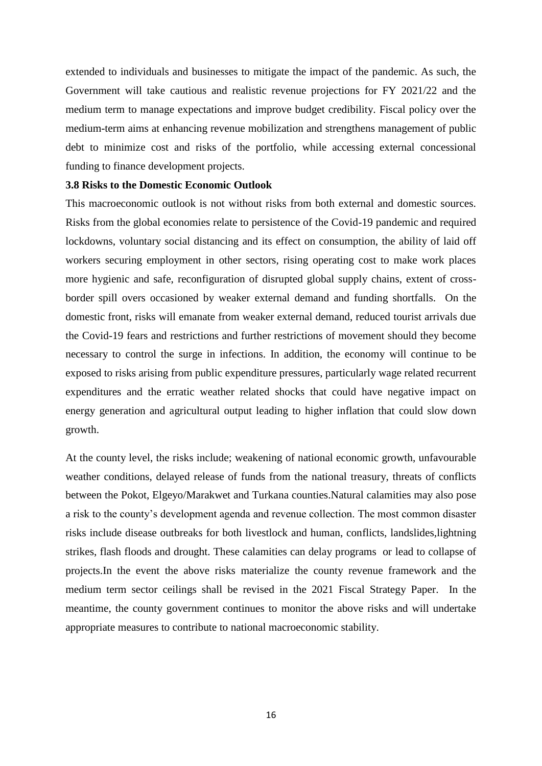extended to individuals and businesses to mitigate the impact of the pandemic. As such, the Government will take cautious and realistic revenue projections for FY 2021/22 and the medium term to manage expectations and improve budget credibility. Fiscal policy over the medium-term aims at enhancing revenue mobilization and strengthens management of public debt to minimize cost and risks of the portfolio, while accessing external concessional funding to finance development projects.

### 3.8 Risks to the Domestic Economic Outlook

This macroeconomic outlook is not without risks from both external and domestic sources. Risks from the global economies relate to persistence of the Covid-19 pandemic and required lockdowns, voluntary social distancing and its effect on consumption, the ability of laid off workers securing employment in other sectors, rising operating cost to make work places more hygienic and safe, reconfiguration of disrupted global supply chains, extent of cross-border spill overs occasioned by weaker external demand and funding shortfalls. On the domestic front, risks will emanate from weaker external demand, reduced tourist arrivals due the Covid-19 fears and restrictions and further restrictions of movement should they become necessary to control the surge in infections. In addition, the economy will continue to be exposed to risks arising from public expenditure pressures, particularly wage related recurrent expenditures and the erratic weather related shocks that could have negative impact on energy generation and agricultural output leading to higher inflation that could slow down growth.

At the county level, the risks include; weakening of national economic growth, unfavourable weather conditions, delayed release of funds from the national treasury, threats of conflicts between the Pokot, Elgeyo/Marakwet and Turkana counties.Natural calamities may also pose a risk to the county's development agenda and revenue collection. The most common disaster risks include disease outbreaks for both livestlock and human, conflicts, landslides,lightning strikes, flash floods and drought. These calamities can delay programs or lead to collapse of projects.In the event the above risks materialize the county revenue framework and the medium term sector ceilings shall be revised in the 2021 Fiscal Strategy Paper. In the meantime, the county government continues to monitor the above risks and will undertake appropriate measures to contribute to national macroeconomic stability.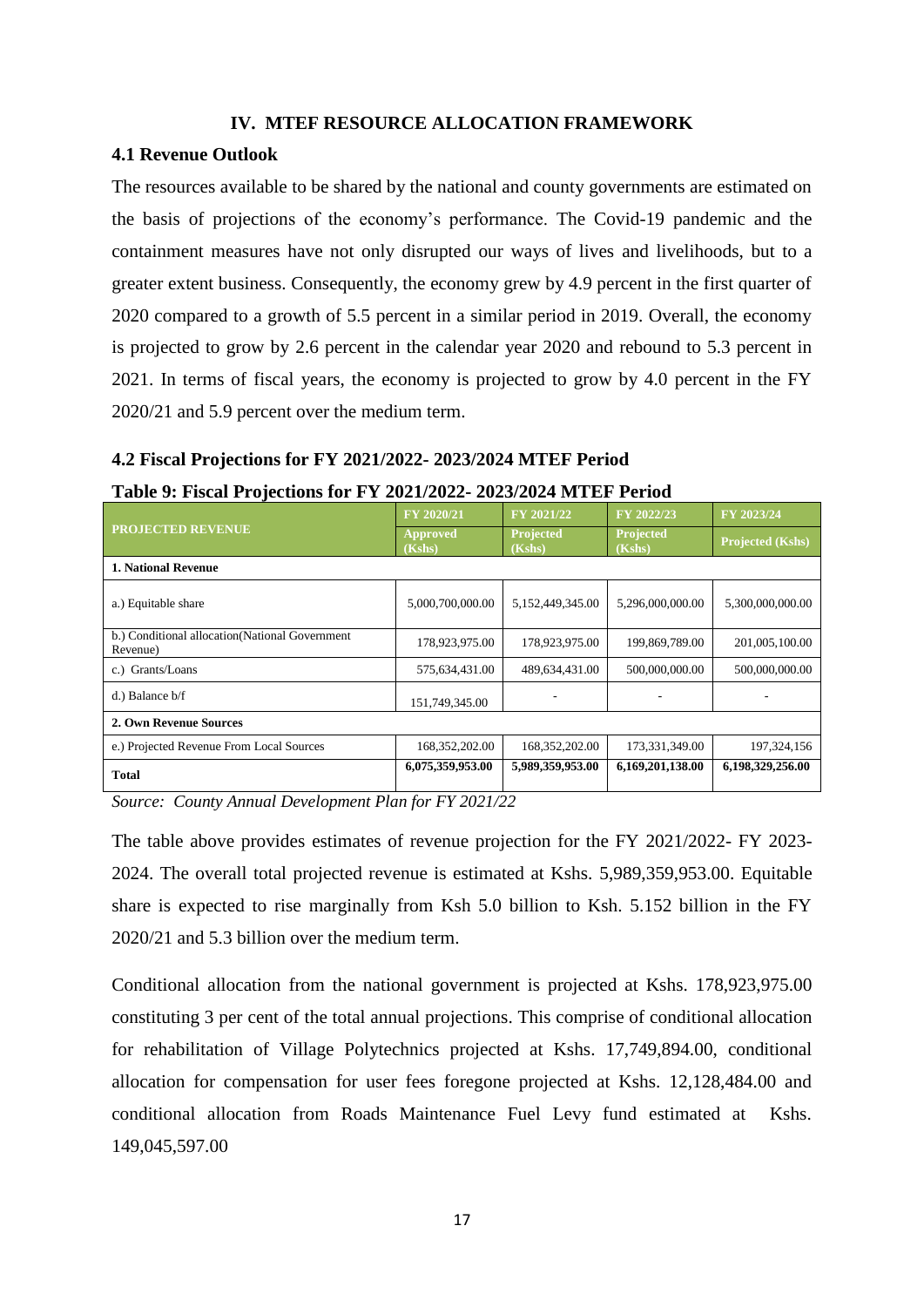# IV. MTEF RESOURCE ALLOCATION FRAMEWORK

## 4.1 Revenue Outlook

The resources available to be shared by the national and county governments are estimated on the basis of projections of the economy's performance. The Covid-19 pandemic and the containment measures have not only disrupted our ways of lives and livelihoods, but to a greater extent business. Consequently, the economy grew by 4.9 percent in the first quarter of 2020 compared to a growth of 5.5 percent in a similar period in 2019. Overall, the economy is projected to grow by 2.6 percent in the calendar year 2020 and rebound to 5.3 percent in 2021. In terms of fiscal years, the economy is projected to grow by 4.0 percent in the FY 2020/21 and 5.9 percent over the medium term.

## 4.2 Fiscal Projections for FY 2021/2022- 2023/2024 MTEF Period

**Table 9: Fiscal Projections for FY 2021/2022- 2023/2024 MTEF Period**

| PROJECTED REVENUE | FY 2020/21 Approved (Kshs) | FY 2021/22 Projected (Kshs) | FY 2022/23 Projected (Kshs) | FY 2023/24 Projected (Kshs) |
|---|---|---|---|---|
| **1. National Revenue** | | | | |
| a.) Equitable share | 5,000,700,000.00 | 5,152,449,345.00 | 5,296,000,000.00 | 5,300,000,000.00 |
| b.) Conditional allocation(National Government Revenue) | 178,923,975.00 | 178,923,975.00 | 199,869,789.00 | 201,005,100.00 |
| c.) Grants/Loans | 575,634,431.00 | 489,634,431.00 | 500,000,000.00 | 500,000,000.00 |
| d.) Balance b/f | 151,749,345.00 | - | - | - |
| **2. Own Revenue Sources** | | | | |
| e.) Projected Revenue From Local Sources | 168,352,202.00 | 168,352,202.00 | 173,331,349.00 | 197,324,156 |
| **Total** | **6,075,359,953.00** | **5,989,359,953.00** | **6,169,201,138.00** | **6,198,329,256.00** |

*Source: County Annual Development Plan for FY 2021/22*

The table above provides estimates of revenue projection for the FY 2021/2022- FY 2023-2024. The overall total projected revenue is estimated at Kshs. 5,989,359,953.00. Equitable share is expected to rise marginally from Ksh 5.0 billion to Ksh. 5.152 billion in the FY 2020/21 and 5.3 billion over the medium term.

Conditional allocation from the national government is projected at Kshs. 178,923,975.00 constituting 3 per cent of the total annual projections. This comprise of conditional allocation for rehabilitation of Village Polytechnics projected at Kshs. 17,749,894.00, conditional allocation for compensation for user fees foregone projected at Kshs. 12,128,484.00 and conditional allocation from Roads Maintenance Fuel Levy fund estimated at Kshs. 149,045,597.00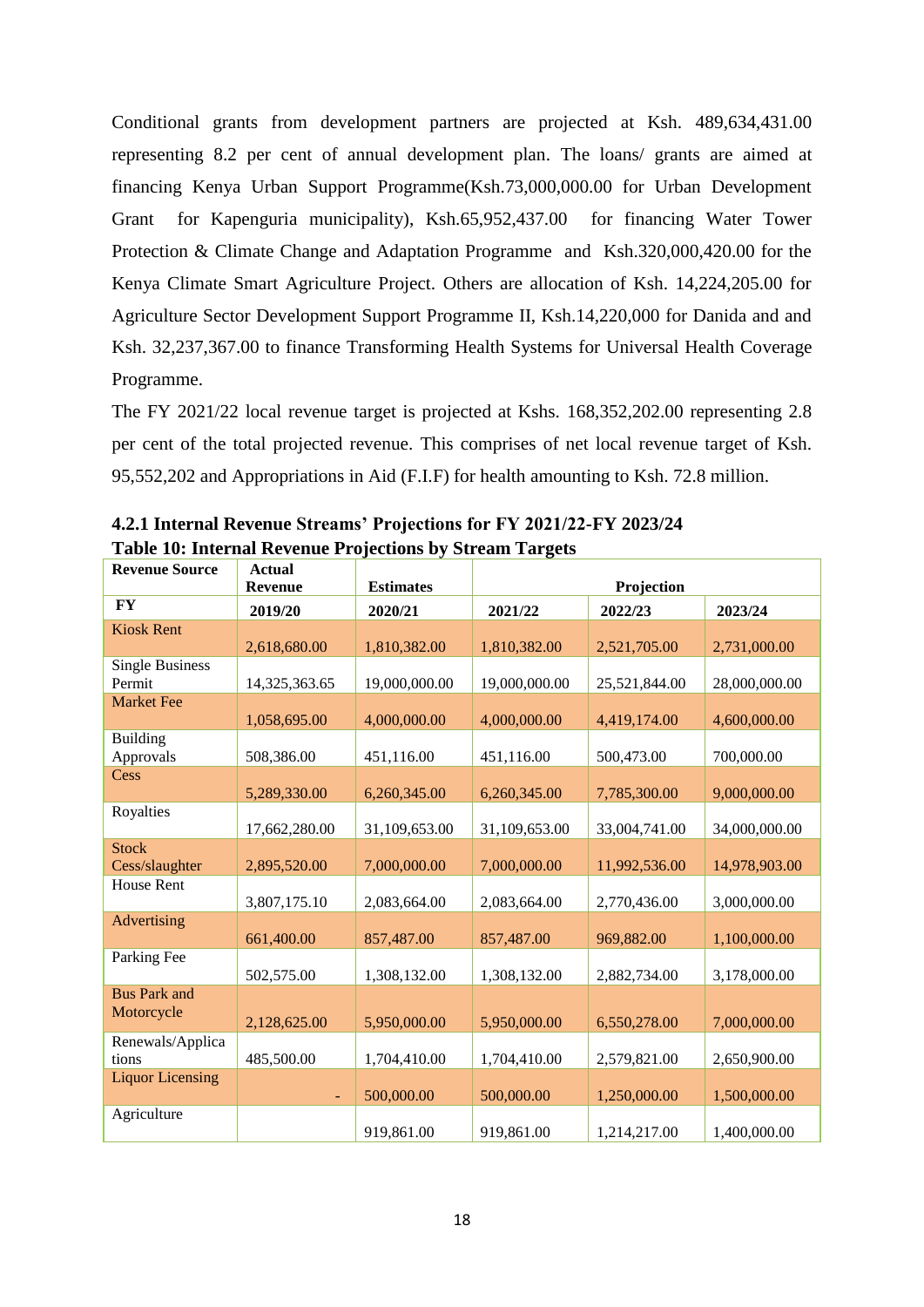Conditional grants from development partners are projected at Ksh. 489,634,431.00 representing 8.2 per cent of annual development plan. The loans/ grants are aimed at financing Kenya Urban Support Programme(Ksh.73,000,000.00 for Urban Development Grant for Kapenguria municipality), Ksh.65,952,437.00 for financing Water Tower Protection & Climate Change and Adaptation Programme and Ksh.320,000,420.00 for the Kenya Climate Smart Agriculture Project. Others are allocation of Ksh. 14,224,205.00 for Agriculture Sector Development Support Programme II, Ksh.14,220,000 for Danida and and Ksh. 32,237,367.00 to finance Transforming Health Systems for Universal Health Coverage Programme.

The FY 2021/22 local revenue target is projected at Kshs. 168,352,202.00 representing 2.8 per cent of the total projected revenue. This comprises of net local revenue target of Ksh. 95,552,202 and Appropriations in Aid (F.I.F) for health amounting to Ksh. 72.8 million.

### 4.2.1 Internal Revenue Streams' Projections for FY 2021/22-FY 2023/24

**Table 10: Internal Revenue Projections by Stream Targets**

| Revenue Source | Actual Revenue | Estimates | Projection | | |
|---|---|---|---|---|---|
| **FY** | **2019/20** | **2020/21** | **2021/22** | **2022/23** | **2023/24** |
| Kiosk Rent | 2,618,680.00 | 1,810,382.00 | 1,810,382.00 | 2,521,705.00 | 2,731,000.00 |
| Single Business Permit | 14,325,363.65 | 19,000,000.00 | 19,000,000.00 | 25,521,844.00 | 28,000,000.00 |
| Market Fee | 1,058,695.00 | 4,000,000.00 | 4,000,000.00 | 4,419,174.00 | 4,600,000.00 |
| Building Approvals | 508,386.00 | 451,116.00 | 451,116.00 | 500,473.00 | 700,000.00 |
| Cess | 5,289,330.00 | 6,260,345.00 | 6,260,345.00 | 7,785,300.00 | 9,000,000.00 |
| Royalties | 17,662,280.00 | 31,109,653.00 | 31,109,653.00 | 33,004,741.00 | 34,000,000.00 |
| Stock Cess/slaughter | 2,895,520.00 | 7,000,000.00 | 7,000,000.00 | 11,992,536.00 | 14,978,903.00 |
| House Rent | 3,807,175.10 | 2,083,664.00 | 2,083,664.00 | 2,770,436.00 | 3,000,000.00 |
| Advertising | 661,400.00 | 857,487.00 | 857,487.00 | 969,882.00 | 1,100,000.00 |
| Parking Fee | 502,575.00 | 1,308,132.00 | 1,308,132.00 | 2,882,734.00 | 3,178,000.00 |
| Bus Park and Motorcycle | 2,128,625.00 | 5,950,000.00 | 5,950,000.00 | 6,550,278.00 | 7,000,000.00 |
| Renewals/Applications | 485,500.00 | 1,704,410.00 | 1,704,410.00 | 2,579,821.00 | 2,650,900.00 |
| Liquor Licensing | - | 500,000.00 | 500,000.00 | 1,250,000.00 | 1,500,000.00 |
| Agriculture | | 919,861.00 | 919,861.00 | 1,214,217.00 | 1,400,000.00 |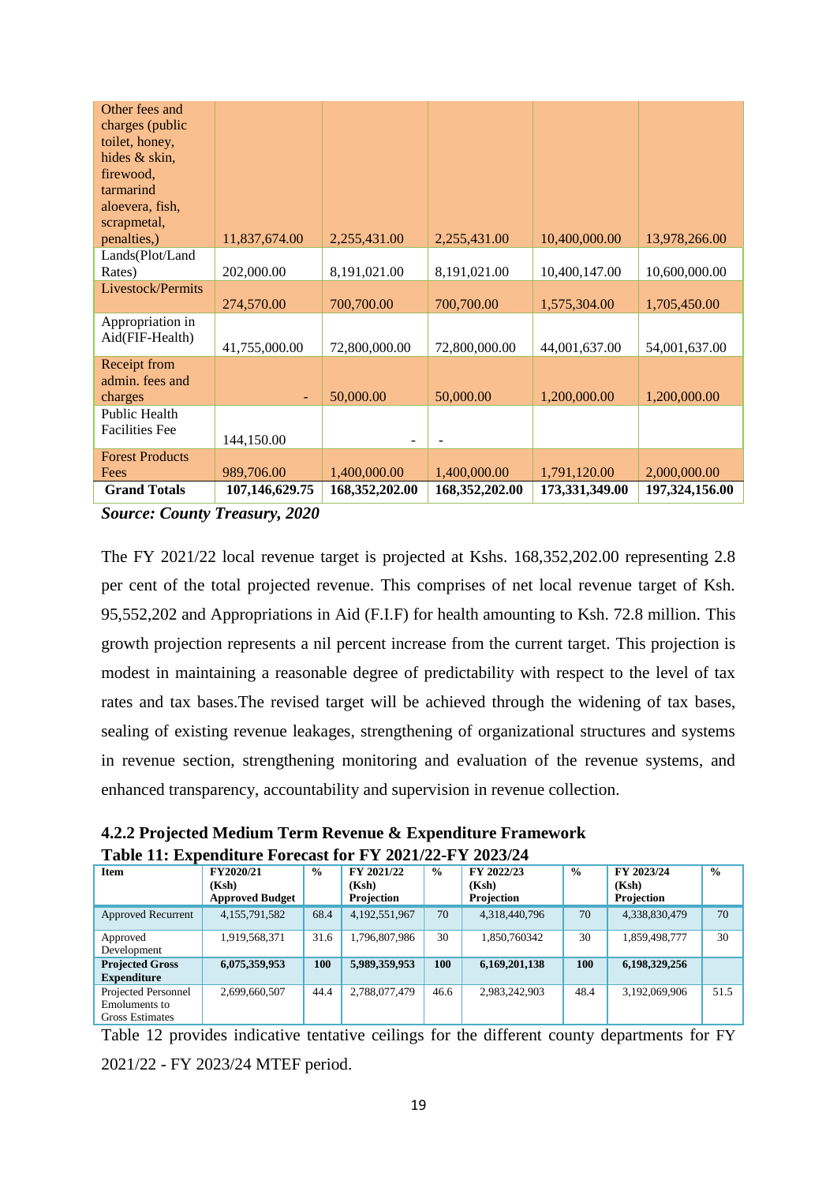| Other fees and charges (public toilet, honey, hides & skin, firewood, tarmarind aloevera, fish, scrapmetal, penalties,) | 11,837,674.00 | 2,255,431.00 | 2,255,431.00 | 10,400,000.00 | 13,978,266.00 |
|---|---|---|---|---|---|
| Lands(Plot/Land Rates) | 202,000.00 | 8,191,021.00 | 8,191,021.00 | 10,400,147.00 | 10,600,000.00 |
| Livestock/Permits | 274,570.00 | 700,700.00 | 700,700.00 | 1,575,304.00 | 1,705,450.00 |
| Appropriation in Aid(FIF-Health) | 41,755,000.00 | 72,800,000.00 | 72,800,000.00 | 44,001,637.00 | 54,001,637.00 |
| Receipt from admin. fees and charges | - | 50,000.00 | 50,000.00 | 1,200,000.00 | 1,200,000.00 |
| Public Health Facilities Fee | 144,150.00 | - | - | | |
| Forest Products Fees | 989,706.00 | 1,400,000.00 | 1,400,000.00 | 1,791,120.00 | 2,000,000.00 |
| **Grand Totals** | **107,146,629.75** | **168,352,202.00** | **168,352,202.00** | **173,331,349.00** | **197,324,156.00** |

***Source: County Treasury, 2020***

The FY 2021/22 local revenue target is projected at Kshs. 168,352,202.00 representing 2.8 per cent of the total projected revenue. This comprises of net local revenue target of Ksh. 95,552,202 and Appropriations in Aid (F.I.F) for health amounting to Ksh. 72.8 million. This growth projection represents a nil percent increase from the current target. This projection is modest in maintaining a reasonable degree of predictability with respect to the level of tax rates and tax bases.The revised target will be achieved through the widening of tax bases, sealing of existing revenue leakages, strengthening of organizational structures and systems in revenue section, strengthening monitoring and evaluation of the revenue systems, and enhanced transparency, accountability and supervision in revenue collection.

### 4.2.2 Projected Medium Term Revenue & Expenditure Framework

**Table 11: Expenditure Forecast for FY 2021/22-FY 2023/24**

| Item | FY2020/21 (Ksh) Approved Budget | % | FY 2021/22 (Ksh) Projection | % | FY 2022/23 (Ksh) Projection | % | FY 2023/24 (Ksh) Projection | % |
|---|---|---|---|---|---|---|---|---|
| Approved Recurrent | 4,155,791,582 | 68.4 | 4,192,551,967 | 70 | 4,318,440,796 | 70 | 4,338,830,479 | 70 |
| Approved Development | 1,919,568,371 | 31.6 | 1,796,807,986 | 30 | 1,850,760342 | 30 | 1,859,498,777 | 30 |
| **Projected Gross Expenditure** | **6,075,359,953** | **100** | **5,989,359,953** | **100** | **6,169,201,138** | **100** | **6,198,329,256** | |
| Projected Personnel Emoluments to Gross Estimates | 2,699,660,507 | 44.4 | 2,788,077,479 | 46.6 | 2,983,242,903 | 48.4 | 3,192,069,906 | 51.5 |

Table 12 provides indicative tentative ceilings for the different county departments for FY 2021/22 - FY 2023/24 MTEF period.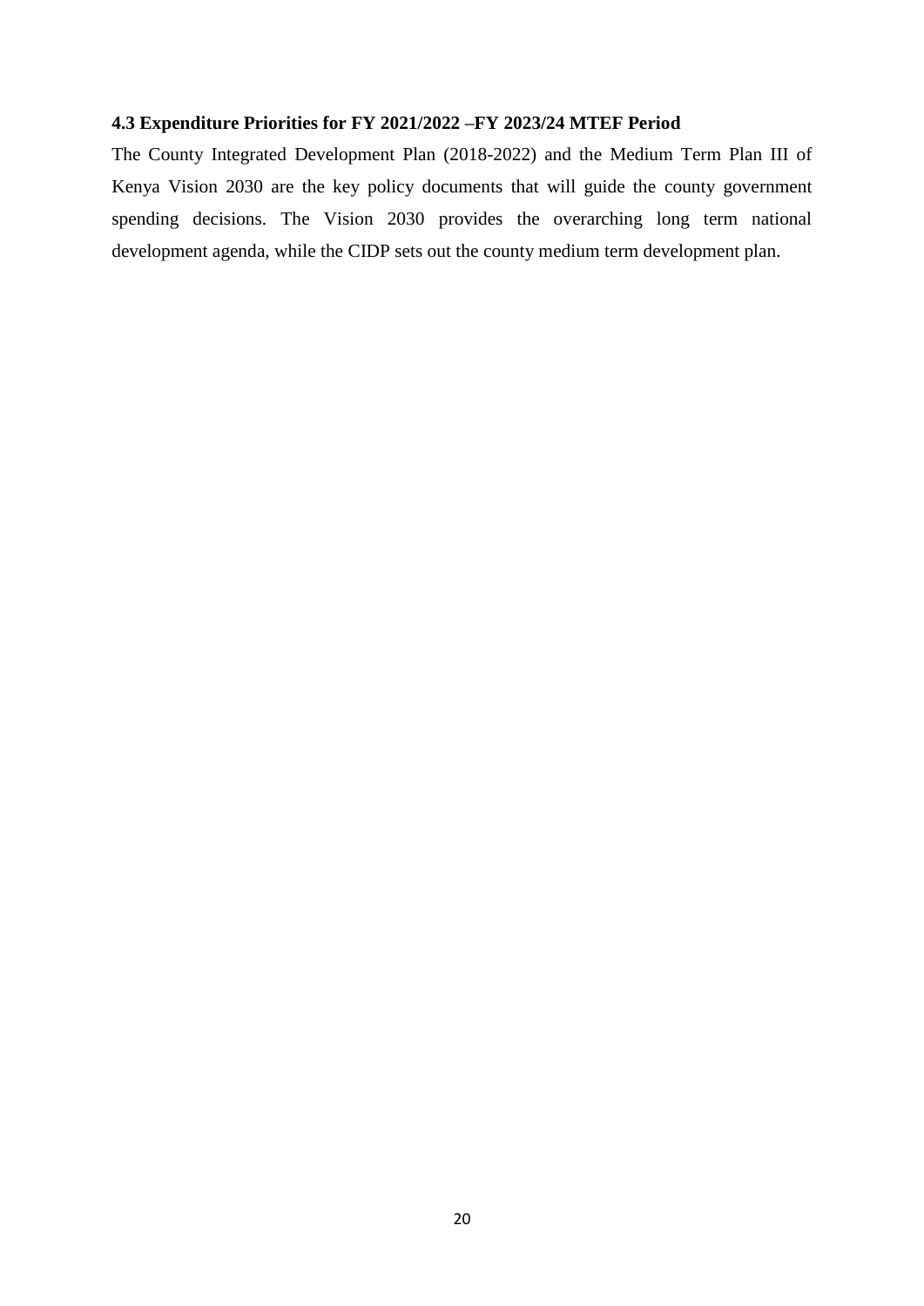### 4.3 Expenditure Priorities for FY 2021/2022 –FY 2023/24 MTEF Period

The County Integrated Development Plan (2018-2022) and the Medium Term Plan III of Kenya Vision 2030 are the key policy documents that will guide the county government spending decisions. The Vision 2030 provides the overarching long term national development agenda, while the CIDP sets out the county medium term development plan.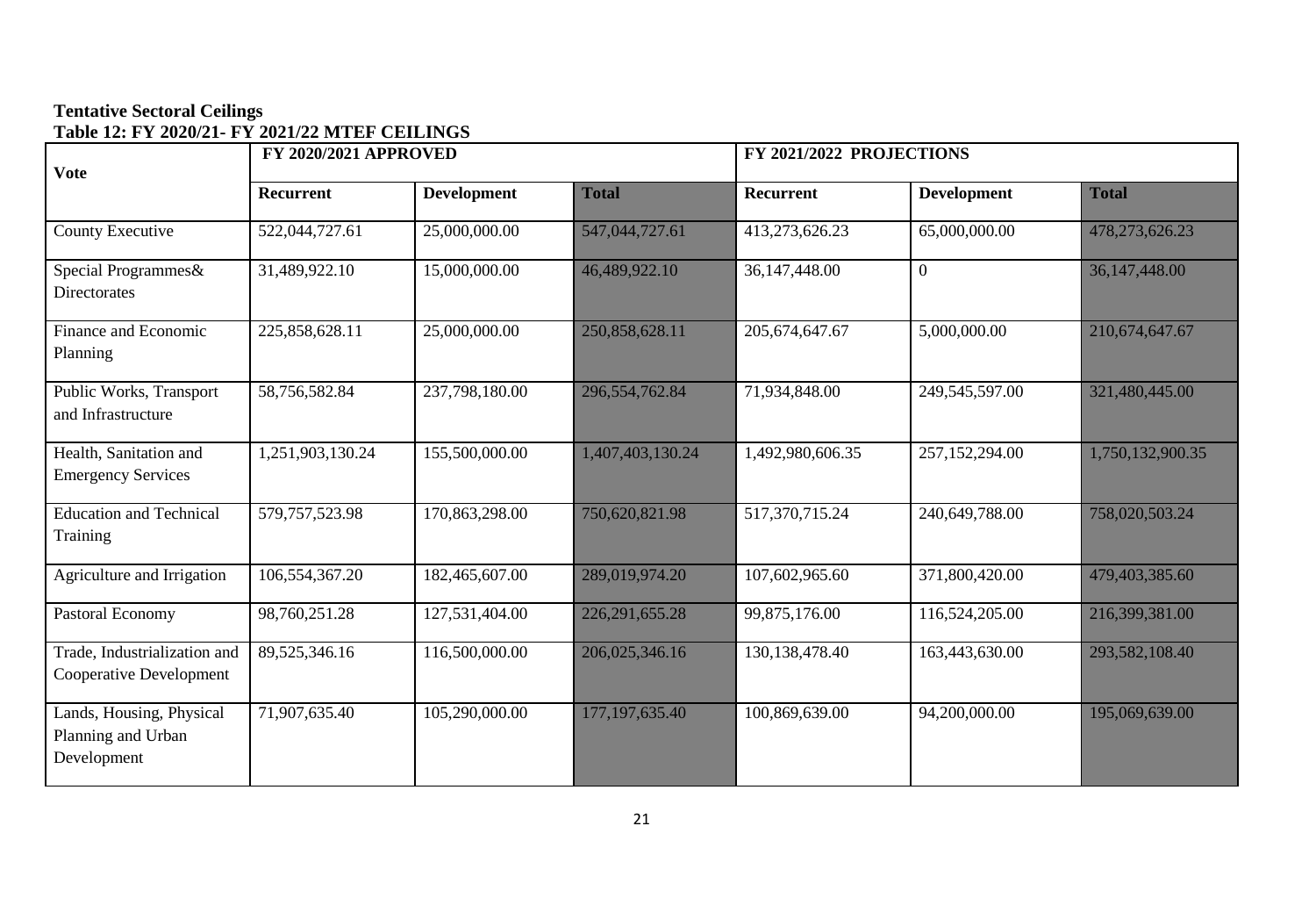**Tentative Sectoral Ceilings**

**Table 12: FY 2020/21- FY 2021/22 MTEF CEILINGS**

| Vote | FY 2020/2021 APPROVED | | | FY 2021/2022 PROJECTIONS | | |
|---|---|---|---|---|---|---|
| | **Recurrent** | **Development** | **Total** | **Recurrent** | **Development** | **Total** |
| County Executive | 522,044,727.61 | 25,000,000.00 | 547,044,727.61 | 413,273,626.23 | 65,000,000.00 | 478,273,626.23 |
| Special Programmes& Directorates | 31,489,922.10 | 15,000,000.00 | 46,489,922.10 | 36,147,448.00 | 0 | 36,147,448.00 |
| Finance and Economic Planning | 225,858,628.11 | 25,000,000.00 | 250,858,628.11 | 205,674,647.67 | 5,000,000.00 | 210,674,647.67 |
| Public Works, Transport and Infrastructure | 58,756,582.84 | 237,798,180.00 | 296,554,762.84 | 71,934,848.00 | 249,545,597.00 | 321,480,445.00 |
| Health, Sanitation and Emergency Services | 1,251,903,130.24 | 155,500,000.00 | 1,407,403,130.24 | 1,492,980,606.35 | 257,152,294.00 | 1,750,132,900.35 |
| Education and Technical Training | 579,757,523.98 | 170,863,298.00 | 750,620,821.98 | 517,370,715.24 | 240,649,788.00 | 758,020,503.24 |
| Agriculture and Irrigation | 106,554,367.20 | 182,465,607.00 | 289,019,974.20 | 107,602,965.60 | 371,800,420.00 | 479,403,385.60 |
| Pastoral Economy | 98,760,251.28 | 127,531,404.00 | 226,291,655.28 | 99,875,176.00 | 116,524,205.00 | 216,399,381.00 |
| Trade, Industrialization and Cooperative Development | 89,525,346.16 | 116,500,000.00 | 206,025,346.16 | 130,138,478.40 | 163,443,630.00 | 293,582,108.40 |
| Lands, Housing, Physical Planning and Urban Development | 71,907,635.40 | 105,290,000.00 | 177,197,635.40 | 100,869,639.00 | 94,200,000.00 | 195,069,639.00 |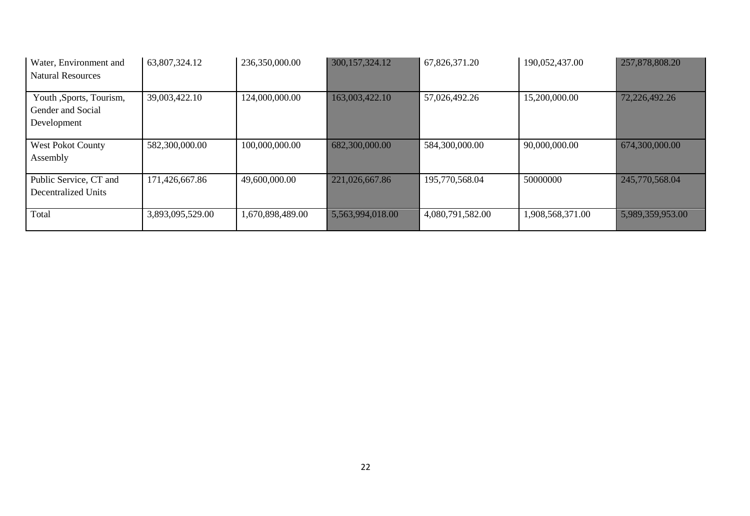| | | | | | | |
|---|---|---|---|---|---|---|
| Water, Environment and Natural Resources | 63,807,324.12 | 236,350,000.00 | 300,157,324.12 | 67,826,371.20 | 190,052,437.00 | 257,878,808.20 |
| Youth ,Sports, Tourism, Gender and Social Development | 39,003,422.10 | 124,000,000.00 | 163,003,422.10 | 57,026,492.26 | 15,200,000.00 | 72,226,492.26 |
| West Pokot County Assembly | 582,300,000.00 | 100,000,000.00 | 682,300,000.00 | 584,300,000.00 | 90,000,000.00 | 674,300,000.00 |
| Public Service, CT and Decentralized Units | 171,426,667.86 | 49,600,000.00 | 221,026,667.86 | 195,770,568.04 | 50000000 | 245,770,568.04 |
| Total | 3,893,095,529.00 | 1,670,898,489.00 | 5,563,994,018.00 | 4,080,791,582.00 | 1,908,568,371.00 | 5,989,359,953.00 |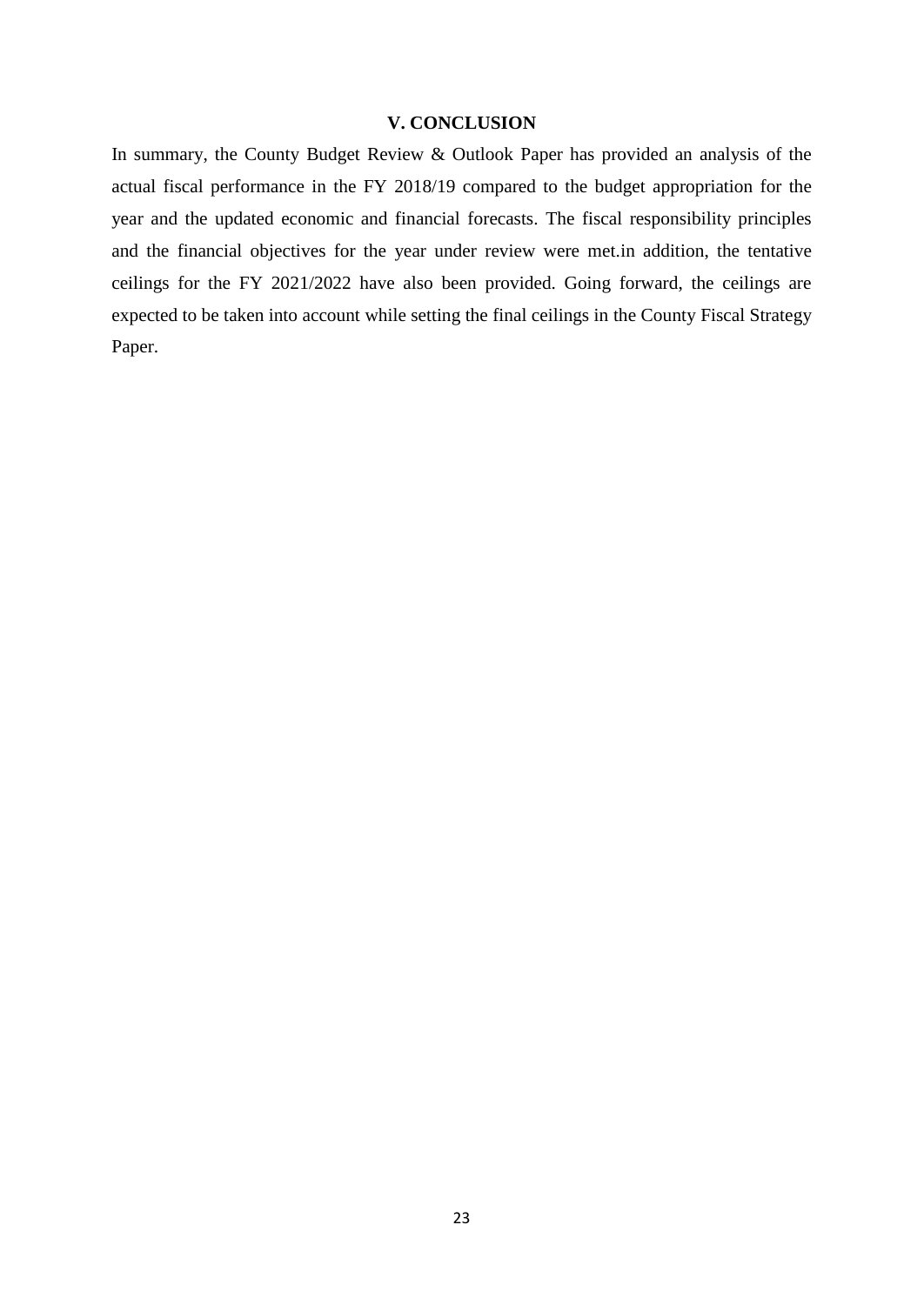## V. CONCLUSION

In summary, the County Budget Review & Outlook Paper has provided an analysis of the actual fiscal performance in the FY 2018/19 compared to the budget appropriation for the year and the updated economic and financial forecasts. The fiscal responsibility principles and the financial objectives for the year under review were met.in addition, the tentative ceilings for the FY 2021/2022 have also been provided. Going forward, the ceilings are expected to be taken into account while setting the final ceilings in the County Fiscal Strategy Paper.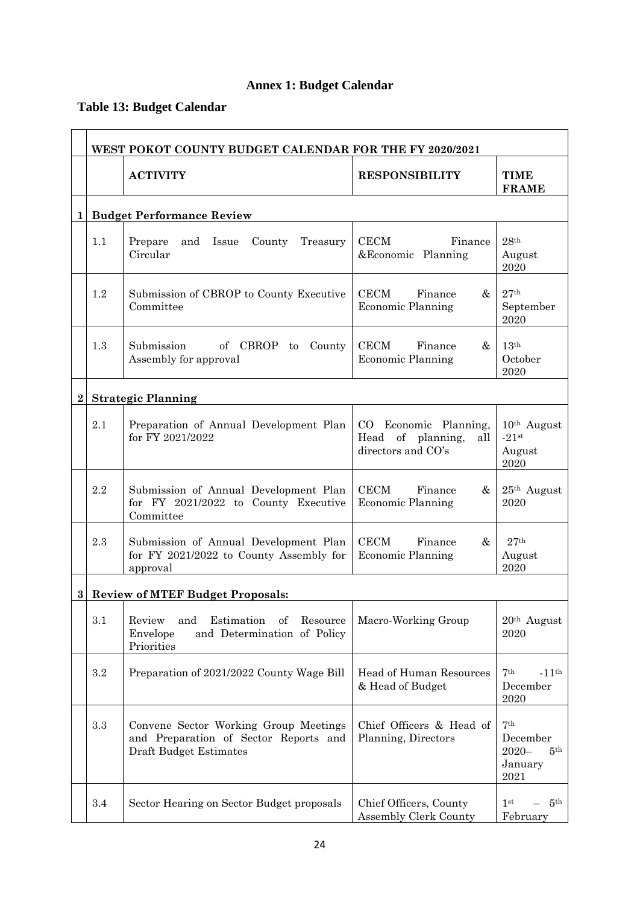# Annex 1: Budget Calendar

## Table 13: Budget Calendar

| | | WEST POKOT COUNTY BUDGET CALENDAR FOR THE FY 2020/2021 | | |
|---|---|---|---|---|
| | | **ACTIVITY** | **RESPONSIBILITY** | **TIME FRAME** |
| **1** | **Budget Performance Review** | | | |
| | 1.1 | Prepare and Issue County Treasury Circular | CECM Finance &Economic Planning | 28th August 2020 |
| | 1.2 | Submission of CBROP to County Executive Committee | CECM Finance & Economic Planning | 27th September 2020 |
| | 1.3 | Submission of CBROP to County Assembly for approval | CECM Finance & Economic Planning | 13th October 2020 |
| **2** | **Strategic Planning** | | | |
| | 2.1 | Preparation of Annual Development Plan for FY 2021/2022 | CO Economic Planning, Head of planning, all directors and CO's | 10th August -21st August 2020 |
| | 2.2 | Submission of Annual Development Plan for FY 2021/2022 to County Executive Committee | CECM Finance & Economic Planning | 25th August 2020 |
| | 2.3 | Submission of Annual Development Plan for FY 2021/2022 to County Assembly for approval | CECM Finance & Economic Planning | 27th August 2020 |
| **3** | **Review of MTEF Budget Proposals:** | | | |
| | 3.1 | Review and Estimation of Resource Envelope and Determination of Policy Priorities | Macro-Working Group | 20th August 2020 |
| | 3.2 | Preparation of 2021/2022 County Wage Bill | Head of Human Resources & Head of Budget | 7th -11th December 2020 |
| | 3.3 | Convene Sector Working Group Meetings and Preparation of Sector Reports and Draft Budget Estimates | Chief Officers & Head of Planning, Directors | 7th December 2020– 5th January 2021 |
| | 3.4 | Sector Hearing on Sector Budget proposals | Chief Officers, County Assembly Clerk County | 1st – 5th February |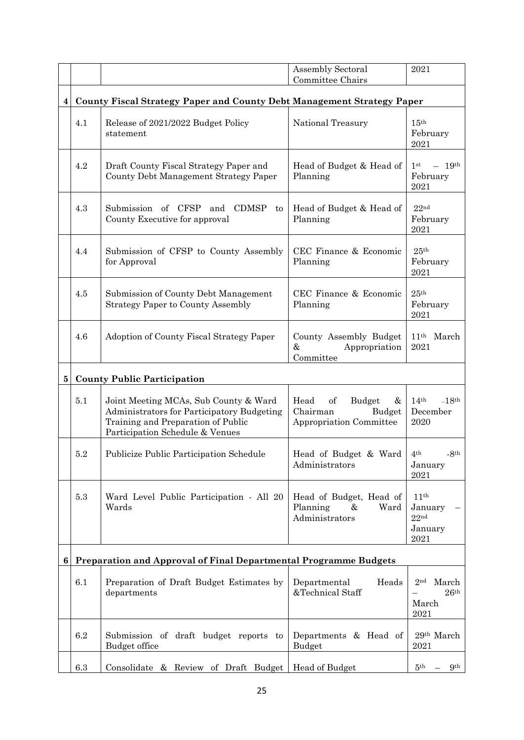| | | | | |
|---|---|---|---|---|
| | | | Assembly Sectoral Committee Chairs | 2021 |
| **4** | **County Fiscal Strategy Paper and County Debt Management Strategy Paper** | | | |
| | 4.1 | Release of 2021/2022 Budget Policy statement | National Treasury | 15th February 2021 |
| | 4.2 | Draft County Fiscal Strategy Paper and County Debt Management Strategy Paper | Head of Budget & Head of Planning | 1st – 19th February 2021 |
| | 4.3 | Submission of CFSP and CDMSP to County Executive for approval | Head of Budget & Head of Planning | 22nd February 2021 |
| | 4.4 | Submission of CFSP to County Assembly for Approval | CEC Finance & Economic Planning | 25th February 2021 |
| | 4.5 | Submission of County Debt Management Strategy Paper to County Assembly | CEC Finance & Economic Planning | 25th February 2021 |
| | 4.6 | Adoption of County Fiscal Strategy Paper | County Assembly Budget & Appropriation Committee | 11th March 2021 |
| **5** | **County Public Participation** | | | |
| | 5.1 | Joint Meeting MCAs, Sub County & Ward Administrators for Participatory Budgeting Training and Preparation of Public Participation Schedule & Venues | Head of Budget & Chairman Budget Appropriation Committee | 14th –18th December 2020 |
| | 5.2 | Publicize Public Participation Schedule | Head of Budget & Ward Administrators | 4th -8th January 2021 |
| | 5.3 | Ward Level Public Participation - All 20 Wards | Head of Budget, Head of Planning & Ward Administrators | 11th January – 22nd January 2021 |
| **6** | **Preparation and Approval of Final Departmental Programme Budgets** | | | |
| | 6.1 | Preparation of Draft Budget Estimates by departments | Departmental Heads &Technical Staff | 2nd March – 26th March 2021 |
| | 6.2 | Submission of draft budget reports to Budget office | Departments & Head of Budget | 29th March 2021 |
| | 6.3 | Consolidate & Review of Draft Budget | Head of Budget | 5th – 9th |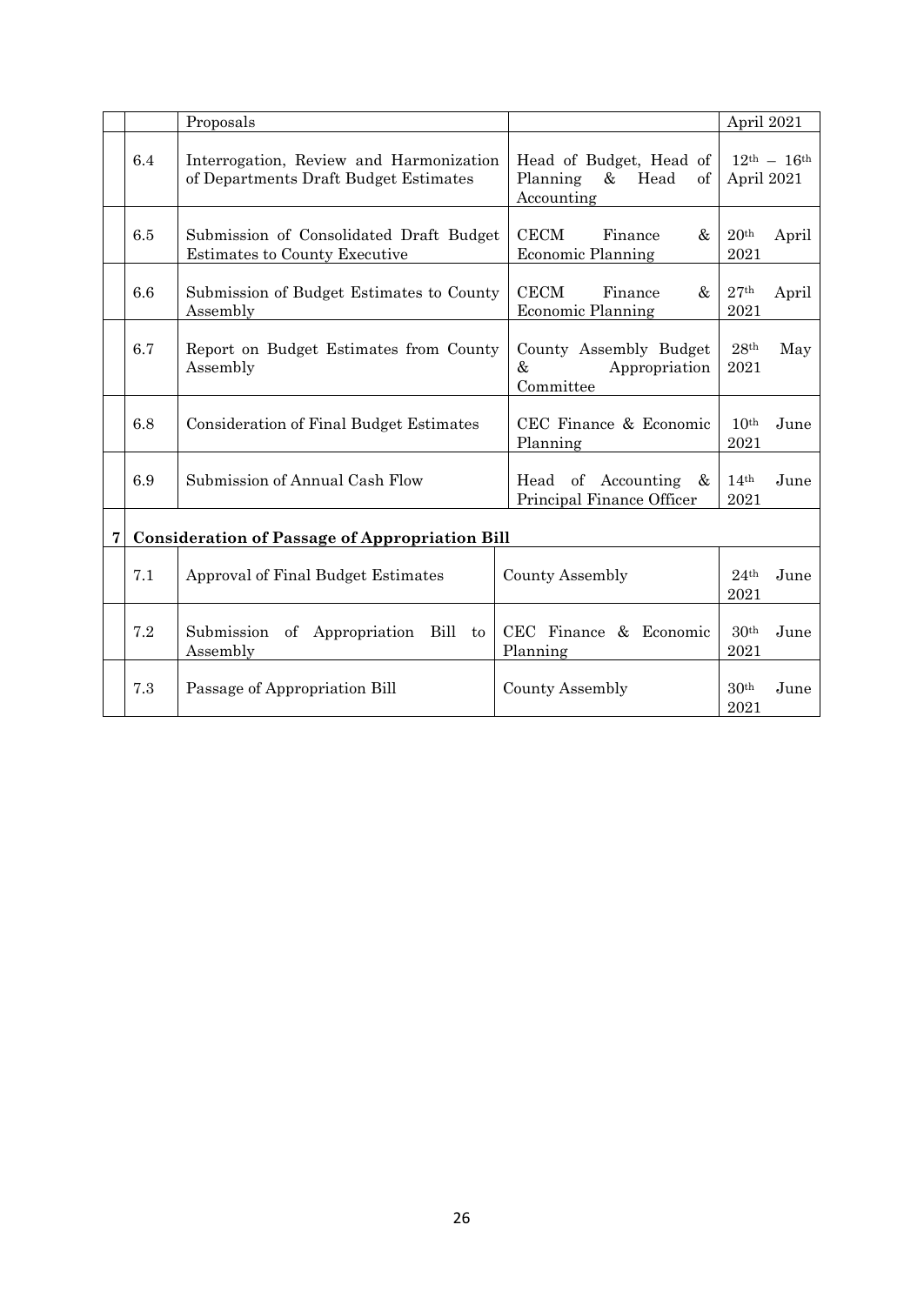| | | | | |
|---|---|---|---|---|
| | | Proposals | | April 2021 |
| | 6.4 | Interrogation, Review and Harmonization of Departments Draft Budget Estimates | Head of Budget, Head of Planning & Head of Accounting | 12th – 16th April 2021 |
| | 6.5 | Submission of Consolidated Draft Budget Estimates to County Executive | CECM Finance & Economic Planning | 20th April 2021 |
| | 6.6 | Submission of Budget Estimates to County Assembly | CECM Finance & Economic Planning | 27th April 2021 |
| | 6.7 | Report on Budget Estimates from County Assembly | County Assembly Budget & Appropriation Committee | 28th May 2021 |
| | 6.8 | Consideration of Final Budget Estimates | CEC Finance & Economic Planning | 10th June 2021 |
| | 6.9 | Submission of Annual Cash Flow | Head of Accounting & Principal Finance Officer | 14th June 2021 |
| 7 | **Consideration of Passage of Appropriation Bill** | | | |
| | 7.1 | Approval of Final Budget Estimates | County Assembly | 24th June 2021 |
| | 7.2 | Submission of Appropriation Bill to Assembly | CEC Finance & Economic Planning | 30th June 2021 |
| | 7.3 | Passage of Appropriation Bill | County Assembly | 30th June 2021 |